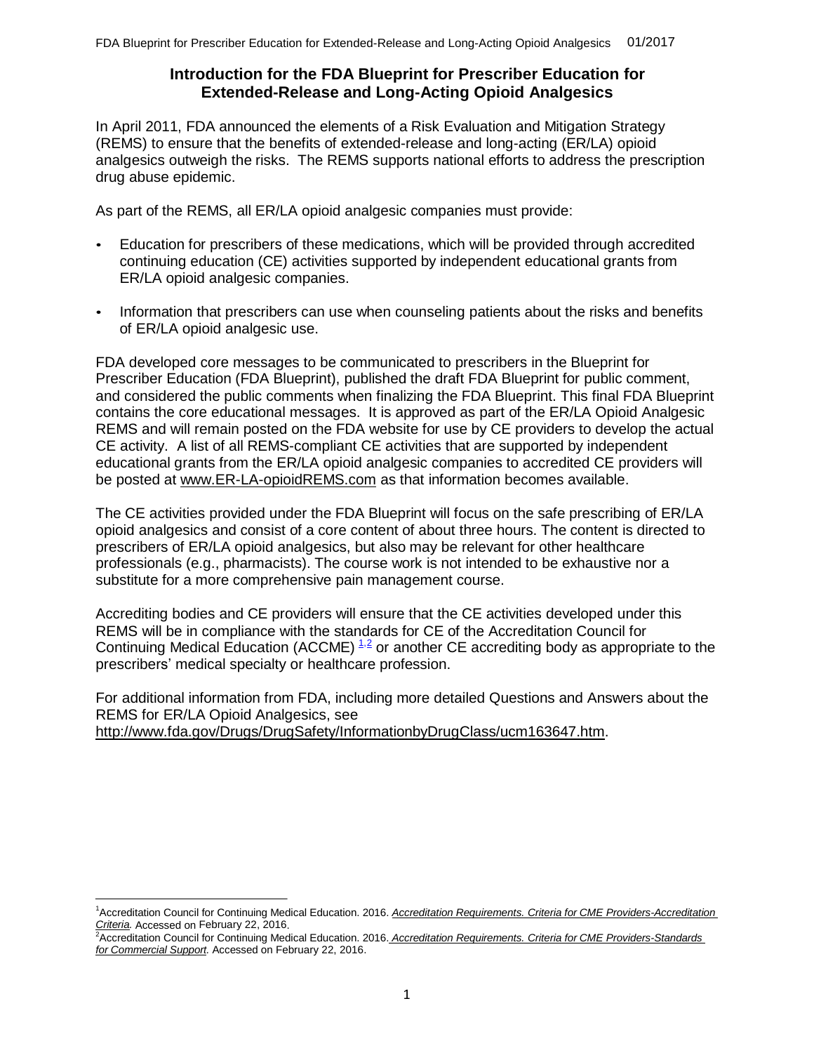# Introduction for the FDA Blueprint for Prescriber Education for Extended-Release and Long-Acting Opioid Analgesics

In April 2011, FDA announced the elements of a Risk Evaluation and Mitigation Strategy (REMS) to ensure that the benefits of extended-release and long-acting (ER/LA) opioid analgesics outweigh the risks. The REMS supports national efforts to address the prescription drug abuse epidemic.

As part of the REMS, all ER/LA opioid analgesic companies must provide:

- Education for prescribers of these medications, which will be provided through accredited continuing education (CE) activities supported by independent educational grants from ER/LA opioid analgesic companies.
- Information that prescribers can use when counseling patients about the risks and benefits of ER/LA opioid analgesic use.

FDA developed core messages to be communicated to prescribers in the Blueprint for Prescriber Education (FDA Blueprint), published the draft FDA Blueprint for public comment, and considered the public comments when finalizing the FDA Blueprint. This final FDA Blueprint contains the core educational messages. It is approved as part of the ER/LA Opioid Analgesic REMS and will remain posted on the FDA website for use by CE providers to develop the actual CE activity. A list of all REMS-compliant CE activities that are supported by independent educational grants from the ER/LA opioid analgesic companies to accredited CE providers will be posted at www.ER-LA-opioidREMS.com as that information becomes available.

The CE activities provided under the FDA Blueprint will focus on the safe prescribing of ER/LA opioid analgesics and consist of a core content of about three hours. The content is directed to prescribers of ER/LA opioid analgesics, but also may be relevant for other healthcare professionals (e.g., pharmacists). The course work is not intended to be exhaustive nor a substitute for a more comprehensive pain management course.

Accrediting bodies and CE providers will ensure that the CE activities developed under this REMS will be in compliance with the standards for CE of the Accreditation Council for Continuing Medical Education (ACCME) [1,2] or another CE accrediting body as appropriate to the prescribers' medical specialty or healthcare profession.

For additional information from FDA, including more detailed Questions and Answers about the REMS for ER/LA Opioid Analgesics, see http://www.fda.gov/Drugs/DrugSafety/InformationbyDrugClass/ucm163647.htm.

---

[1] Accreditation Council for Continuing Medical Education. 2016. *Accreditation Requirements. Criteria for CME Providers-Accreditation Criteria.* Accessed on February 22, 2016.

[2] Accreditation Council for Continuing Medical Education. 2016. *Accreditation Requirements. Criteria for CME Providers-Standards for Commercial Support.* Accessed on February 22, 2016.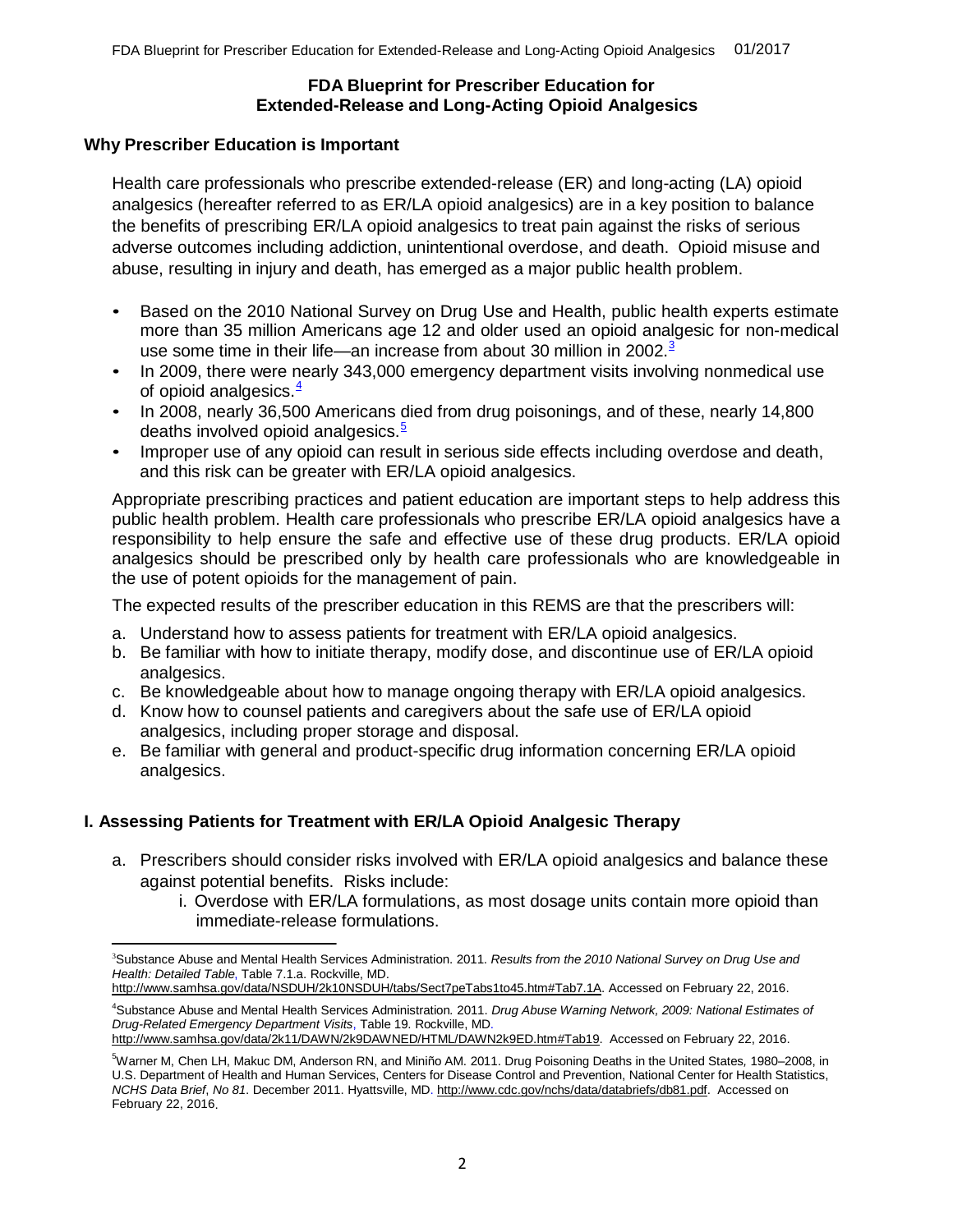## FDA Blueprint for Prescriber Education for Extended-Release and Long-Acting Opioid Analgesics

### Why Prescriber Education is Important

Health care professionals who prescribe extended-release (ER) and long-acting (LA) opioid analgesics (hereafter referred to as ER/LA opioid analgesics) are in a key position to balance the benefits of prescribing ER/LA opioid analgesics to treat pain against the risks of serious adverse outcomes including addiction, unintentional overdose, and death. Opioid misuse and abuse, resulting in injury and death, has emerged as a major public health problem.

- Based on the 2010 National Survey on Drug Use and Health, public health experts estimate more than 35 million Americans age 12 and older used an opioid analgesic for non-medical use some time in their life—an increase from about 30 million in 2002.[3]
- In 2009, there were nearly 343,000 emergency department visits involving nonmedical use of opioid analgesics.[4]
- In 2008, nearly 36,500 Americans died from drug poisonings, and of these, nearly 14,800 deaths involved opioid analgesics.[5]
- Improper use of any opioid can result in serious side effects including overdose and death, and this risk can be greater with ER/LA opioid analgesics.

Appropriate prescribing practices and patient education are important steps to help address this public health problem. Health care professionals who prescribe ER/LA opioid analgesics have a responsibility to help ensure the safe and effective use of these drug products. ER/LA opioid analgesics should be prescribed only by health care professionals who are knowledgeable in the use of potent opioids for the management of pain.

The expected results of the prescriber education in this REMS are that the prescribers will:

a. Understand how to assess patients for treatment with ER/LA opioid analgesics.
b. Be familiar with how to initiate therapy, modify dose, and discontinue use of ER/LA opioid analgesics.
c. Be knowledgeable about how to manage ongoing therapy with ER/LA opioid analgesics.
d. Know how to counsel patients and caregivers about the safe use of ER/LA opioid analgesics, including proper storage and disposal.
e. Be familiar with general and product-specific drug information concerning ER/LA opioid analgesics.

### I. Assessing Patients for Treatment with ER/LA Opioid Analgesic Therapy

a. Prescribers should consider risks involved with ER/LA opioid analgesics and balance these against potential benefits. Risks include:
   i. Overdose with ER/LA formulations, as most dosage units contain more opioid than immediate-release formulations.

---

[3] Substance Abuse and Mental Health Services Administration. 2011. *Results from the 2010 National Survey on Drug Use and Health: Detailed Table*, Table 7.1.a. Rockville, MD. http://www.samhsa.gov/data/NSDUH/2k10NSDUH/tabs/Sect7peTabs1to45.htm#Tab7.1A. Accessed on February 22, 2016.

[4] Substance Abuse and Mental Health Services Administration. 2011. *Drug Abuse Warning Network, 2009: National Estimates of Drug-Related Emergency Department Visits*, Table 19. Rockville, MD. http://www.samhsa.gov/data/2k11/DAWN/2k9DAWNED/HTML/DAWN2k9ED.htm#Tab19. Accessed on February 22, 2016.

[5] Warner M, Chen LH, Makuc DM, Anderson RN, and Miniño AM. 2011. Drug Poisoning Deaths in the United States, 1980–2008, in U.S. Department of Health and Human Services, Centers for Disease Control and Prevention, National Center for Health Statistics, *NCHS Data Brief*, *No 81*. December 2011. Hyattsville, MD. http://www.cdc.gov/nchs/data/databriefs/db81.pdf. Accessed on February 22, 2016.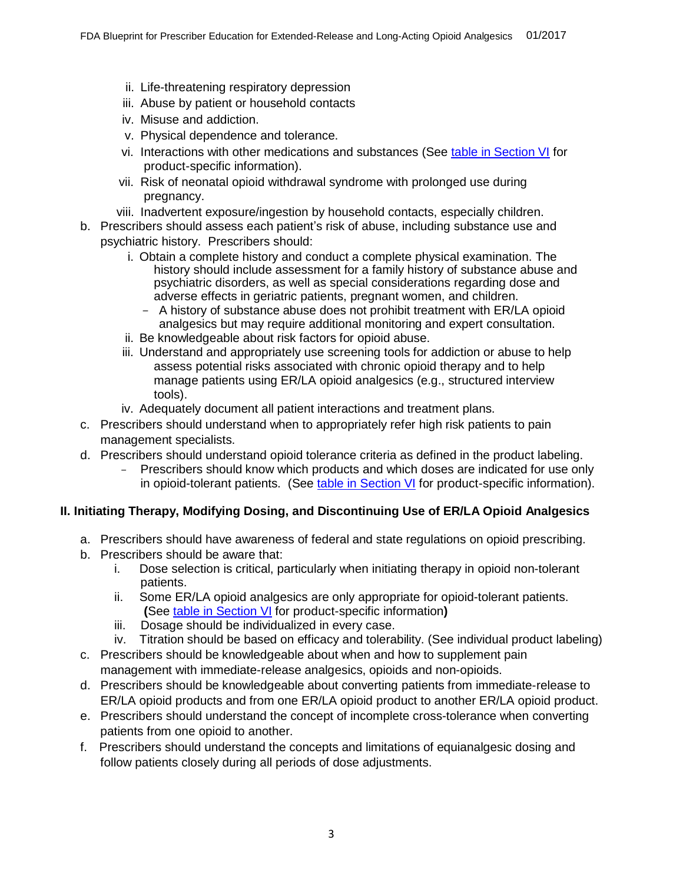ii. Life-threatening respiratory depression
iii. Abuse by patient or household contacts
iv. Misuse and addiction.
v. Physical dependence and tolerance.
vi. Interactions with other medications and substances (See table in Section VI for product-specific information).
vii. Risk of neonatal opioid withdrawal syndrome with prolonged use during pregnancy.
viii. Inadvertent exposure/ingestion by household contacts, especially children.

b. Prescribers should assess each patient's risk of abuse, including substance use and psychiatric history. Prescribers should:
   i. Obtain a complete history and conduct a complete physical examination. The history should include assessment for a family history of substance abuse and psychiatric disorders, as well as special considerations regarding dose and adverse effects in geriatric patients, pregnant women, and children.
      - A history of substance abuse does not prohibit treatment with ER/LA opioid analgesics but may require additional monitoring and expert consultation.
   ii. Be knowledgeable about risk factors for opioid abuse.
   iii. Understand and appropriately use screening tools for addiction or abuse to help assess potential risks associated with chronic opioid therapy and to help manage patients using ER/LA opioid analgesics (e.g., structured interview tools).
   iv. Adequately document all patient interactions and treatment plans.

c. Prescribers should understand when to appropriately refer high risk patients to pain management specialists.

d. Prescribers should understand opioid tolerance criteria as defined in the product labeling.
   - Prescribers should know which products and which doses are indicated for use only in opioid-tolerant patients. (See table in Section VI for product-specific information).

## II. Initiating Therapy, Modifying Dosing, and Discontinuing Use of ER/LA Opioid Analgesics

a. Prescribers should have awareness of federal and state regulations on opioid prescribing.

b. Prescribers should be aware that:
   i. Dose selection is critical, particularly when initiating therapy in opioid non-tolerant patients.
   ii. Some ER/LA opioid analgesics are only appropriate for opioid-tolerant patients. **(**See table in Section VI for product-specific information**)**
   iii. Dosage should be individualized in every case.
   iv. Titration should be based on efficacy and tolerability. (See individual product labeling)

c. Prescribers should be knowledgeable about when and how to supplement pain management with immediate-release analgesics, opioids and non-opioids.

d. Prescribers should be knowledgeable about converting patients from immediate-release to ER/LA opioid products and from one ER/LA opioid product to another ER/LA opioid product.

e. Prescribers should understand the concept of incomplete cross-tolerance when converting patients from one opioid to another.

f. Prescribers should understand the concepts and limitations of equianalgesic dosing and follow patients closely during all periods of dose adjustments.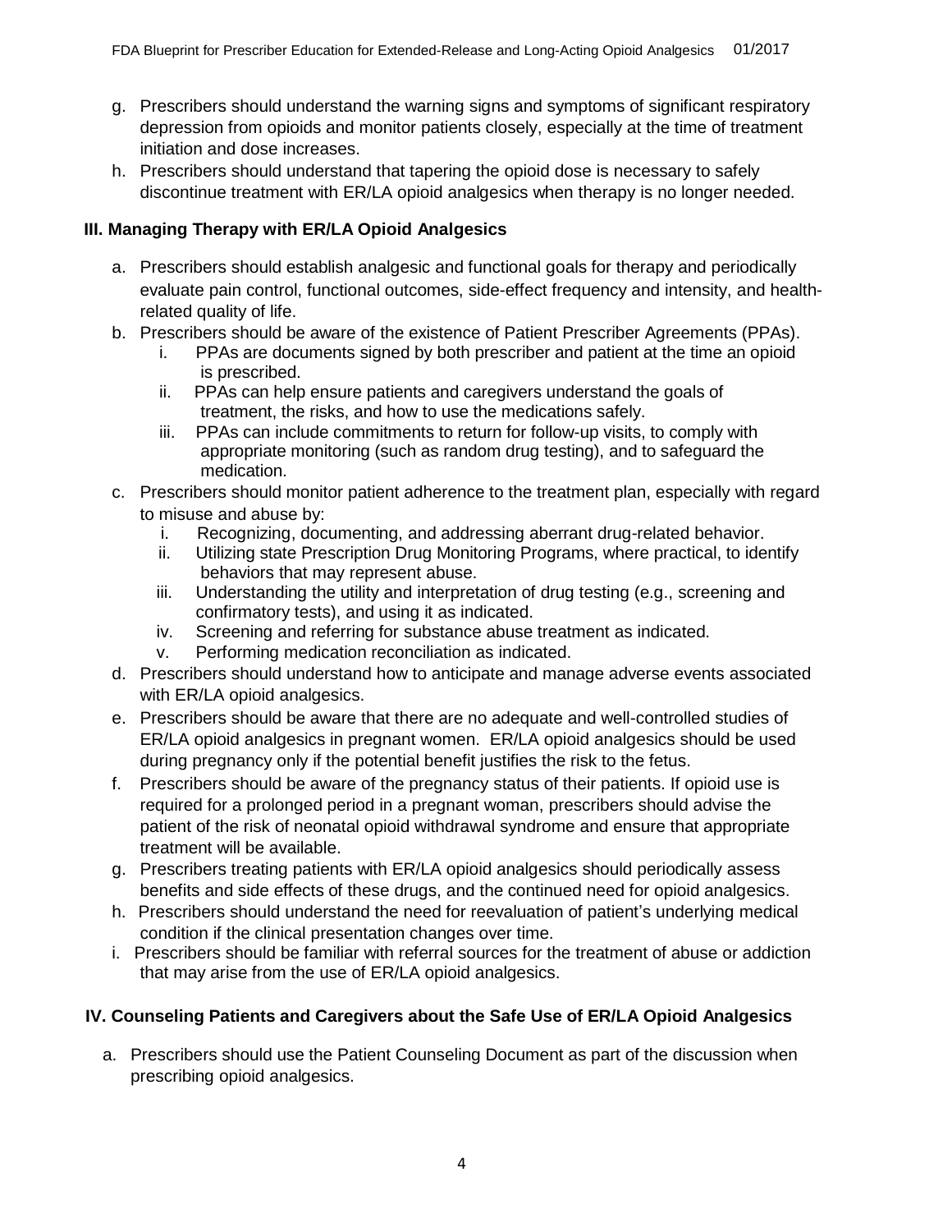g. Prescribers should understand the warning signs and symptoms of significant respiratory depression from opioids and monitor patients closely, especially at the time of treatment initiation and dose increases.

h. Prescribers should understand that tapering the opioid dose is necessary to safely discontinue treatment with ER/LA opioid analgesics when therapy is no longer needed.

## III. Managing Therapy with ER/LA Opioid Analgesics

a. Prescribers should establish analgesic and functional goals for therapy and periodically evaluate pain control, functional outcomes, side-effect frequency and intensity, and health-related quality of life.

b. Prescribers should be aware of the existence of Patient Prescriber Agreements (PPAs).
   i. PPAs are documents signed by both prescriber and patient at the time an opioid is prescribed.
   ii. PPAs can help ensure patients and caregivers understand the goals of treatment, the risks, and how to use the medications safely.
   iii. PPAs can include commitments to return for follow-up visits, to comply with appropriate monitoring (such as random drug testing), and to safeguard the medication.

c. Prescribers should monitor patient adherence to the treatment plan, especially with regard to misuse and abuse by:
   i. Recognizing, documenting, and addressing aberrant drug-related behavior.
   ii. Utilizing state Prescription Drug Monitoring Programs, where practical, to identify behaviors that may represent abuse.
   iii. Understanding the utility and interpretation of drug testing (e.g., screening and confirmatory tests), and using it as indicated.
   iv. Screening and referring for substance abuse treatment as indicated.
   v. Performing medication reconciliation as indicated.

d. Prescribers should understand how to anticipate and manage adverse events associated with ER/LA opioid analgesics.

e. Prescribers should be aware that there are no adequate and well-controlled studies of ER/LA opioid analgesics in pregnant women. ER/LA opioid analgesics should be used during pregnancy only if the potential benefit justifies the risk to the fetus.

f. Prescribers should be aware of the pregnancy status of their patients. If opioid use is required for a prolonged period in a pregnant woman, prescribers should advise the patient of the risk of neonatal opioid withdrawal syndrome and ensure that appropriate treatment will be available.

g. Prescribers treating patients with ER/LA opioid analgesics should periodically assess benefits and side effects of these drugs, and the continued need for opioid analgesics.

h. Prescribers should understand the need for reevaluation of patient's underlying medical condition if the clinical presentation changes over time.

i. Prescribers should be familiar with referral sources for the treatment of abuse or addiction that may arise from the use of ER/LA opioid analgesics.

## IV. Counseling Patients and Caregivers about the Safe Use of ER/LA Opioid Analgesics

a. Prescribers should use the Patient Counseling Document as part of the discussion when prescribing opioid analgesics.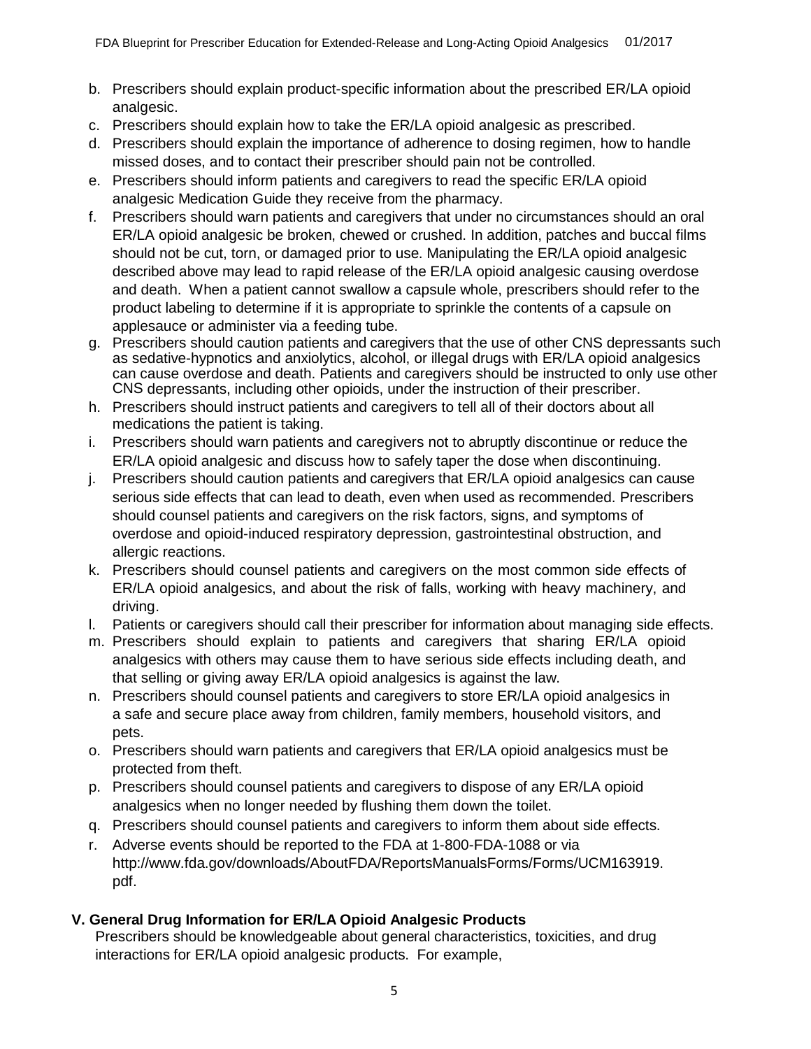b. Prescribers should explain product-specific information about the prescribed ER/LA opioid analgesic.
c. Prescribers should explain how to take the ER/LA opioid analgesic as prescribed.
d. Prescribers should explain the importance of adherence to dosing regimen, how to handle missed doses, and to contact their prescriber should pain not be controlled.
e. Prescribers should inform patients and caregivers to read the specific ER/LA opioid analgesic Medication Guide they receive from the pharmacy.
f. Prescribers should warn patients and caregivers that under no circumstances should an oral ER/LA opioid analgesic be broken, chewed or crushed. In addition, patches and buccal films should not be cut, torn, or damaged prior to use. Manipulating the ER/LA opioid analgesic described above may lead to rapid release of the ER/LA opioid analgesic causing overdose and death. When a patient cannot swallow a capsule whole, prescribers should refer to the product labeling to determine if it is appropriate to sprinkle the contents of a capsule on applesauce or administer via a feeding tube.
g. Prescribers should caution patients and caregivers that the use of other CNS depressants such as sedative-hypnotics and anxiolytics, alcohol, or illegal drugs with ER/LA opioid analgesics can cause overdose and death. Patients and caregivers should be instructed to only use other CNS depressants, including other opioids, under the instruction of their prescriber.
h. Prescribers should instruct patients and caregivers to tell all of their doctors about all medications the patient is taking.
i. Prescribers should warn patients and caregivers not to abruptly discontinue or reduce the ER/LA opioid analgesic and discuss how to safely taper the dose when discontinuing.
j. Prescribers should caution patients and caregivers that ER/LA opioid analgesics can cause serious side effects that can lead to death, even when used as recommended. Prescribers should counsel patients and caregivers on the risk factors, signs, and symptoms of overdose and opioid-induced respiratory depression, gastrointestinal obstruction, and allergic reactions.
k. Prescribers should counsel patients and caregivers on the most common side effects of ER/LA opioid analgesics, and about the risk of falls, working with heavy machinery, and driving.
l. Patients or caregivers should call their prescriber for information about managing side effects.
m. Prescribers should explain to patients and caregivers that sharing ER/LA opioid analgesics with others may cause them to have serious side effects including death, and that selling or giving away ER/LA opioid analgesics is against the law.
n. Prescribers should counsel patients and caregivers to store ER/LA opioid analgesics in a safe and secure place away from children, family members, household visitors, and pets.
o. Prescribers should warn patients and caregivers that ER/LA opioid analgesics must be protected from theft.
p. Prescribers should counsel patients and caregivers to dispose of any ER/LA opioid analgesics when no longer needed by flushing them down the toilet.
q. Prescribers should counsel patients and caregivers to inform them about side effects.
r. Adverse events should be reported to the FDA at 1-800-FDA-1088 or via http://www.fda.gov/downloads/AboutFDA/ReportsManualsForms/Forms/UCM163919.pdf.

## V. General Drug Information for ER/LA Opioid Analgesic Products

Prescribers should be knowledgeable about general characteristics, toxicities, and drug interactions for ER/LA opioid analgesic products. For example,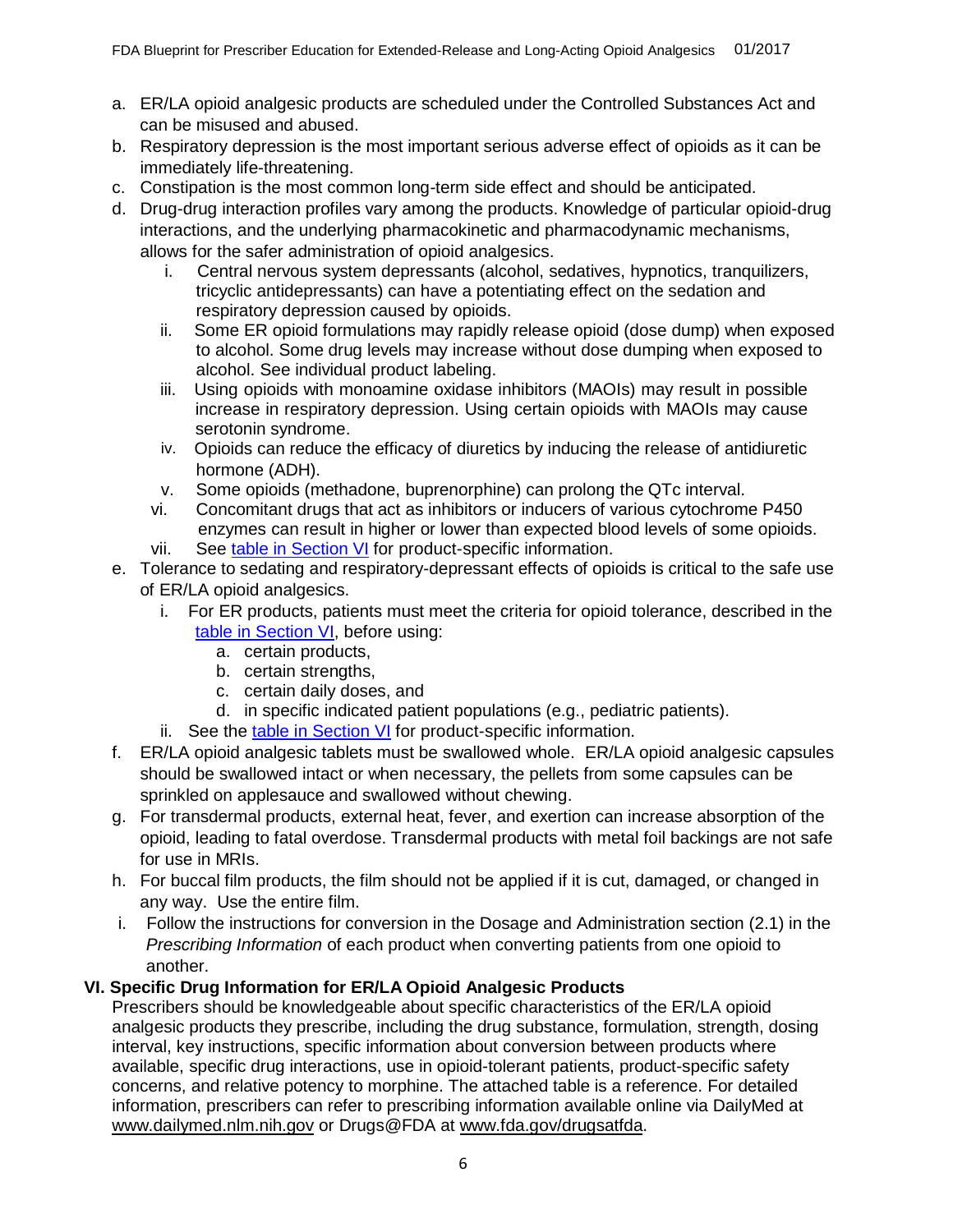a. ER/LA opioid analgesic products are scheduled under the Controlled Substances Act and can be misused and abused.
b. Respiratory depression is the most important serious adverse effect of opioids as it can be immediately life-threatening.
c. Constipation is the most common long-term side effect and should be anticipated.
d. Drug-drug interaction profiles vary among the products. Knowledge of particular opioid-drug interactions, and the underlying pharmacokinetic and pharmacodynamic mechanisms, allows for the safer administration of opioid analgesics.
   i. Central nervous system depressants (alcohol, sedatives, hypnotics, tranquilizers, tricyclic antidepressants) can have a potentiating effect on the sedation and respiratory depression caused by opioids.
   ii. Some ER opioid formulations may rapidly release opioid (dose dump) when exposed to alcohol. Some drug levels may increase without dose dumping when exposed to alcohol. See individual product labeling.
   iii. Using opioids with monoamine oxidase inhibitors (MAOIs) may result in possible increase in respiratory depression. Using certain opioids with MAOIs may cause serotonin syndrome.
   iv. Opioids can reduce the efficacy of diuretics by inducing the release of antidiuretic hormone (ADH).
   v. Some opioids (methadone, buprenorphine) can prolong the QTc interval.
   vi. Concomitant drugs that act as inhibitors or inducers of various cytochrome P450 enzymes can result in higher or lower than expected blood levels of some opioids.
   vii. See table in Section VI for product-specific information.
e. Tolerance to sedating and respiratory-depressant effects of opioids is critical to the safe use of ER/LA opioid analgesics.
   i. For ER products, patients must meet the criteria for opioid tolerance, described in the table in Section VI, before using:
      a. certain products,
      b. certain strengths,
      c. certain daily doses, and
      d. in specific indicated patient populations (e.g., pediatric patients).
   ii. See the table in Section VI for product-specific information.
f. ER/LA opioid analgesic tablets must be swallowed whole. ER/LA opioid analgesic capsules should be swallowed intact or when necessary, the pellets from some capsules can be sprinkled on applesauce and swallowed without chewing.
g. For transdermal products, external heat, fever, and exertion can increase absorption of the opioid, leading to fatal overdose. Transdermal products with metal foil backings are not safe for use in MRIs.
h. For buccal film products, the film should not be applied if it is cut, damaged, or changed in any way. Use the entire film.
i. Follow the instructions for conversion in the Dosage and Administration section (2.1) in the *Prescribing Information* of each product when converting patients from one opioid to another.

## VI. Specific Drug Information for ER/LA Opioid Analgesic Products

Prescribers should be knowledgeable about specific characteristics of the ER/LA opioid analgesic products they prescribe, including the drug substance, formulation, strength, dosing interval, key instructions, specific information about conversion between products where available, specific drug interactions, use in opioid-tolerant patients, product-specific safety concerns, and relative potency to morphine. The attached table is a reference. For detailed information, prescribers can refer to prescribing information available online via DailyMed at www.dailymed.nlm.nih.gov or Drugs@FDA at www.fda.gov/drugsatfda.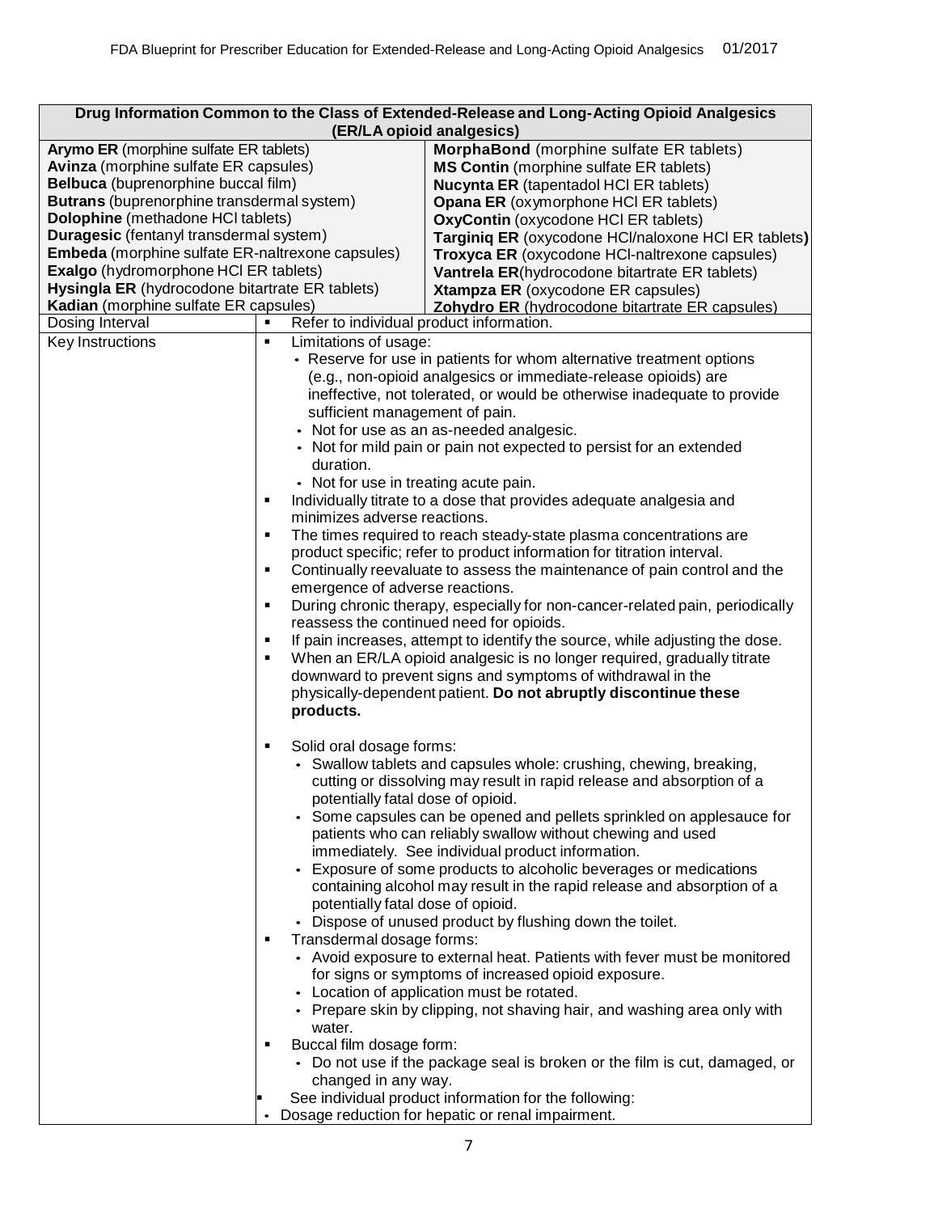| Drug Information Common to the Class of Extended-Release and Long-Acting Opioid Analgesics (ER/LA opioid analgesics) | |
|---|---|
| **Arymo ER** (morphine sulfate ER tablets)<br>**Avinza** (morphine sulfate ER capsules)<br>**Belbuca** (buprenorphine buccal film)<br>**Butrans** (buprenorphine transdermal system)<br>**Dolophine** (methadone HCl tablets)<br>**Duragesic** (fentanyl transdermal system)<br>**Embeda** (morphine sulfate ER-naltrexone capsules)<br>**Exalgo** (hydromorphone HCl ER tablets)<br>**Hysingla ER** (hydrocodone bitartrate ER tablets)<br>**Kadian** (morphine sulfate ER capsules) | **MorphaBond** (morphine sulfate ER tablets)<br>**MS Contin** (morphine sulfate ER tablets)<br>**Nucynta ER** (tapentadol HCl ER tablets)<br>**Opana ER** (oxymorphone HCl ER tablets)<br>**OxyContin** (oxycodone HCl ER tablets)<br>**Targiniq ER** (oxycodone HCl/naloxone HCl ER tablets)<br>**Troxyca ER** (oxycodone HCl-naltrexone capsules)<br>**Vantrela ER**(hydrocodone bitartrate ER tablets)<br>**Xtampza ER** (oxycodone ER capsules)<br>**Zohydro ER** (hydrocodone bitartrate ER capsules) |
| Dosing Interval | ▪ Refer to individual product information. |
| Key Instructions | ▪ Limitations of usage:<br>• Reserve for use in patients for whom alternative treatment options (e.g., non-opioid analgesics or immediate-release opioids) are ineffective, not tolerated, or would be otherwise inadequate to provide sufficient management of pain.<br>• Not for use as an as-needed analgesic.<br>• Not for mild pain or pain not expected to persist for an extended duration.<br>• Not for use in treating acute pain.<br>▪ Individually titrate to a dose that provides adequate analgesia and minimizes adverse reactions.<br>▪ The times required to reach steady-state plasma concentrations are product specific; refer to product information for titration interval.<br>▪ Continually reevaluate to assess the maintenance of pain control and the emergence of adverse reactions.<br>▪ During chronic therapy, especially for non-cancer-related pain, periodically reassess the continued need for opioids.<br>▪ If pain increases, attempt to identify the source, while adjusting the dose.<br>▪ When an ER/LA opioid analgesic is no longer required, gradually titrate downward to prevent signs and symptoms of withdrawal in the physically-dependent patient. **Do not abruptly discontinue these products.**<br><br>▪ Solid oral dosage forms:<br>• Swallow tablets and capsules whole: crushing, chewing, breaking, cutting or dissolving may result in rapid release and absorption of a potentially fatal dose of opioid.<br>• Some capsules can be opened and pellets sprinkled on applesauce for patients who can reliably swallow without chewing and used immediately. See individual product information.<br>• Exposure of some products to alcoholic beverages or medications containing alcohol may result in the rapid release and absorption of a potentially fatal dose of opioid.<br>• Dispose of unused product by flushing down the toilet.<br>▪ Transdermal dosage forms:<br>• Avoid exposure to external heat. Patients with fever must be monitored for signs or symptoms of increased opioid exposure.<br>• Location of application must be rotated.<br>• Prepare skin by clipping, not shaving hair, and washing area only with water.<br>▪ Buccal film dosage form:<br>• Do not use if the package seal is broken or the film is cut, damaged, or changed in any way.<br>▪ See individual product information for the following:<br>• Dosage reduction for hepatic or renal impairment. |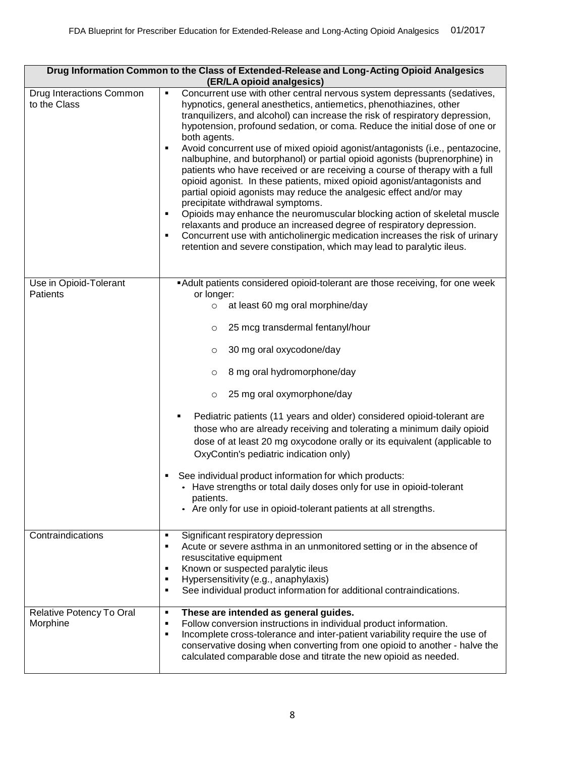| Drug Information Common to the Class of Extended-Release and Long-Acting Opioid Analgesics (ER/LA opioid analgesics) | |
|---|---|
| Drug Interactions Common to the Class | ▪ Concurrent use with other central nervous system depressants (sedatives, hypnotics, general anesthetics, antiemetics, phenothiazines, other tranquilizers, and alcohol) can increase the risk of respiratory depression, hypotension, profound sedation, or coma. Reduce the initial dose of one or both agents.<br>▪ Avoid concurrent use of mixed opioid agonist/antagonists (i.e., pentazocine, nalbuphine, and butorphanol) or partial opioid agonists (buprenorphine) in patients who have received or are receiving a course of therapy with a full opioid agonist. In these patients, mixed opioid agonist/antagonists and partial opioid agonists may reduce the analgesic effect and/or may precipitate withdrawal symptoms.<br>▪ Opioids may enhance the neuromuscular blocking action of skeletal muscle relaxants and produce an increased degree of respiratory depression.<br>▪ Concurrent use with anticholinergic medication increases the risk of urinary retention and severe constipation, which may lead to paralytic ileus. |
| Use in Opioid-Tolerant Patients | ▪ Adult patients considered opioid-tolerant are those receiving, for one week or longer:<br>○ at least 60 mg oral morphine/day<br>○ 25 mcg transdermal fentanyl/hour<br>○ 30 mg oral oxycodone/day<br>○ 8 mg oral hydromorphone/day<br>○ 25 mg oral oxymorphone/day<br>▪ Pediatric patients (11 years and older) considered opioid-tolerant are those who are already receiving and tolerating a minimum daily opioid dose of at least 20 mg oxycodone orally or its equivalent (applicable to OxyContin's pediatric indication only)<br>▪ See individual product information for which products:<br>• Have strengths or total daily doses only for use in opioid-tolerant patients.<br>• Are only for use in opioid-tolerant patients at all strengths. |
| Contraindications | ▪ Significant respiratory depression<br>▪ Acute or severe asthma in an unmonitored setting or in the absence of resuscitative equipment<br>▪ Known or suspected paralytic ileus<br>▪ Hypersensitivity (e.g., anaphylaxis)<br>▪ See individual product information for additional contraindications. |
| Relative Potency To Oral Morphine | ▪ **These are intended as general guides.**<br>▪ Follow conversion instructions in individual product information.<br>▪ Incomplete cross-tolerance and inter-patient variability require the use of conservative dosing when converting from one opioid to another - halve the calculated comparable dose and titrate the new opioid as needed. |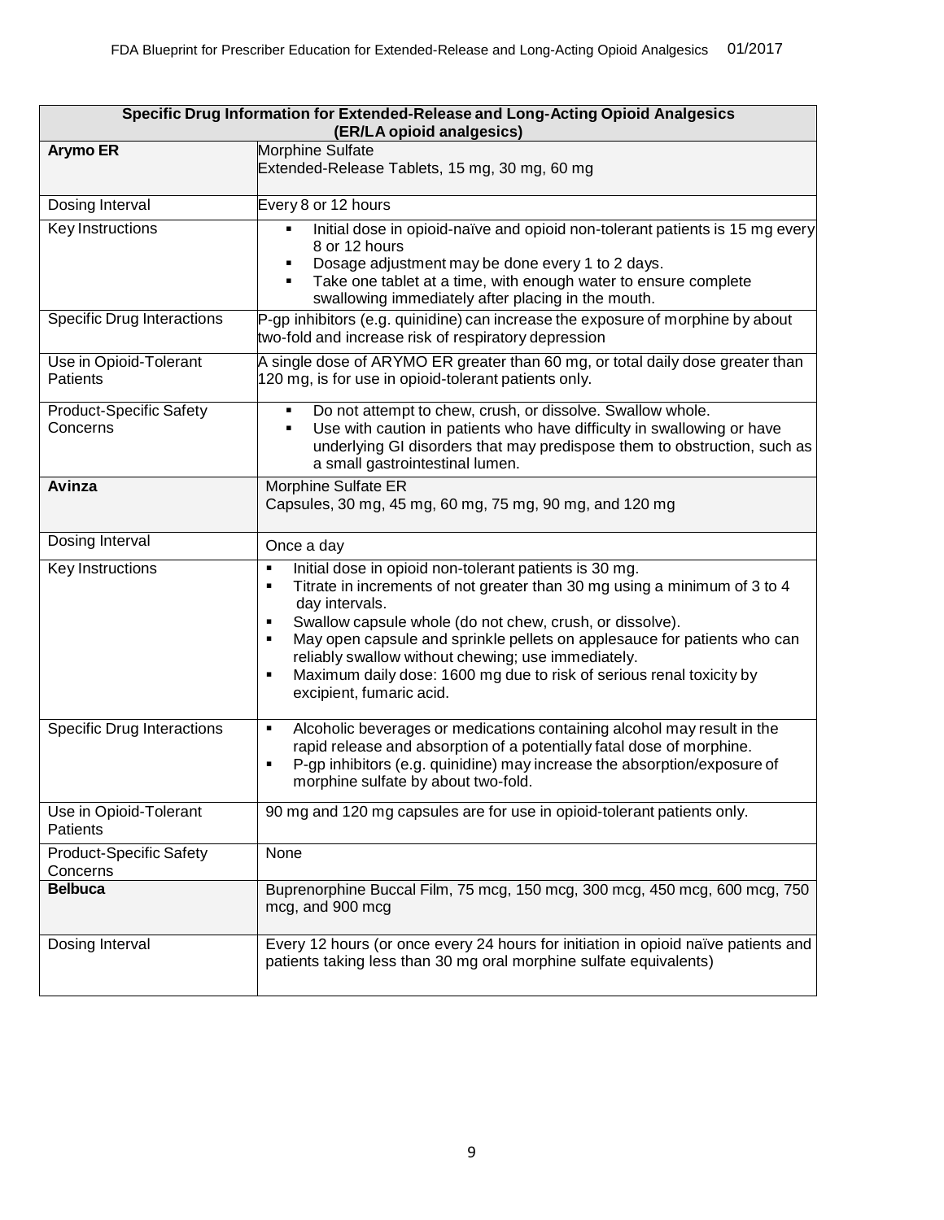| Specific Drug Information for Extended-Release and Long-Acting Opioid Analgesics (ER/LA opioid analgesics) | |
|---|---|
| **Arymo ER** | Morphine Sulfate<br>Extended-Release Tablets, 15 mg, 30 mg, 60 mg |
| Dosing Interval | Every 8 or 12 hours |
| Key Instructions | ▪ Initial dose in opioid-naïve and opioid non-tolerant patients is 15 mg every 8 or 12 hours<br>▪ Dosage adjustment may be done every 1 to 2 days.<br>▪ Take one tablet at a time, with enough water to ensure complete swallowing immediately after placing in the mouth. |
| Specific Drug Interactions | P-gp inhibitors (e.g. quinidine) can increase the exposure of morphine by about two-fold and increase risk of respiratory depression |
| Use in Opioid-Tolerant Patients | A single dose of ARYMO ER greater than 60 mg, or total daily dose greater than 120 mg, is for use in opioid-tolerant patients only. |
| Product-Specific Safety Concerns | ▪ Do not attempt to chew, crush, or dissolve. Swallow whole.<br>▪ Use with caution in patients who have difficulty in swallowing or have underlying GI disorders that may predispose them to obstruction, such as a small gastrointestinal lumen. |
| **Avinza** | Morphine Sulfate ER<br>Capsules, 30 mg, 45 mg, 60 mg, 75 mg, 90 mg, and 120 mg |
| Dosing Interval | Once a day |
| Key Instructions | ▪ Initial dose in opioid non-tolerant patients is 30 mg.<br>▪ Titrate in increments of not greater than 30 mg using a minimum of 3 to 4 day intervals.<br>▪ Swallow capsule whole (do not chew, crush, or dissolve).<br>▪ May open capsule and sprinkle pellets on applesauce for patients who can reliably swallow without chewing; use immediately.<br>▪ Maximum daily dose: 1600 mg due to risk of serious renal toxicity by excipient, fumaric acid. |
| Specific Drug Interactions | ▪ Alcoholic beverages or medications containing alcohol may result in the rapid release and absorption of a potentially fatal dose of morphine.<br>▪ P-gp inhibitors (e.g. quinidine) may increase the absorption/exposure of morphine sulfate by about two-fold. |
| Use in Opioid-Tolerant Patients | 90 mg and 120 mg capsules are for use in opioid-tolerant patients only. |
| Product-Specific Safety Concerns | None |
| **Belbuca** | Buprenorphine Buccal Film, 75 mcg, 150 mcg, 300 mcg, 450 mcg, 600 mcg, 750 mcg, and 900 mcg |
| Dosing Interval | Every 12 hours (or once every 24 hours for initiation in opioid naïve patients and patients taking less than 30 mg oral morphine sulfate equivalents) |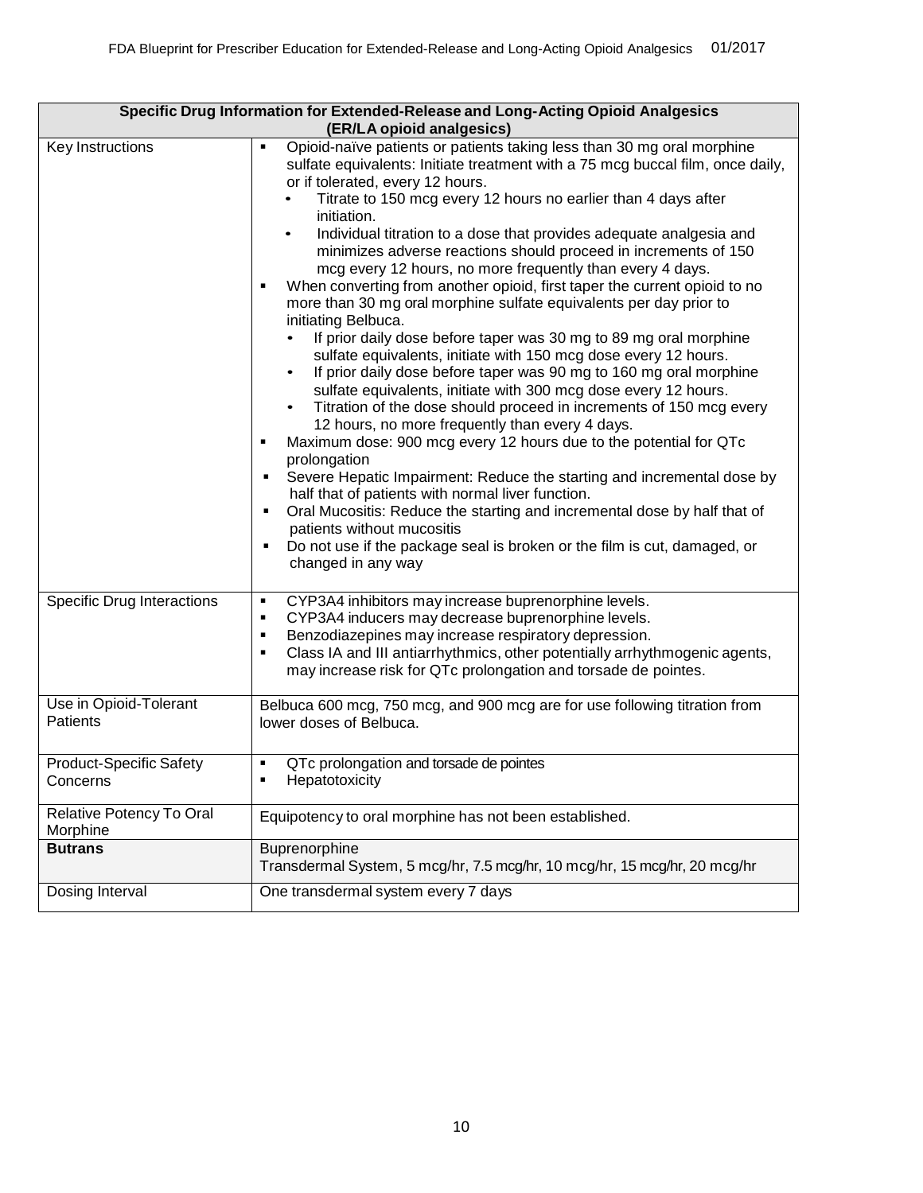| Specific Drug Information for Extended-Release and Long-Acting Opioid Analgesics (ER/LA opioid analgesics) | |
|---|---|
| Key Instructions | ▪ Opioid-naïve patients or patients taking less than 30 mg oral morphine sulfate equivalents: Initiate treatment with a 75 mcg buccal film, once daily, or if tolerated, every 12 hours.<br>• Titrate to 150 mcg every 12 hours no earlier than 4 days after initiation.<br>• Individual titration to a dose that provides adequate analgesia and minimizes adverse reactions should proceed in increments of 150 mcg every 12 hours, no more frequently than every 4 days.<br>▪ When converting from another opioid, first taper the current opioid to no more than 30 mg oral morphine sulfate equivalents per day prior to initiating Belbuca.<br>• If prior daily dose before taper was 30 mg to 89 mg oral morphine sulfate equivalents, initiate with 150 mcg dose every 12 hours.<br>• If prior daily dose before taper was 90 mg to 160 mg oral morphine sulfate equivalents, initiate with 300 mcg dose every 12 hours.<br>• Titration of the dose should proceed in increments of 150 mcg every 12 hours, no more frequently than every 4 days.<br>▪ Maximum dose: 900 mcg every 12 hours due to the potential for QTc prolongation<br>▪ Severe Hepatic Impairment: Reduce the starting and incremental dose by half that of patients with normal liver function.<br>▪ Oral Mucositis: Reduce the starting and incremental dose by half that of patients without mucositis<br>▪ Do not use if the package seal is broken or the film is cut, damaged, or changed in any way |
| Specific Drug Interactions | ▪ CYP3A4 inhibitors may increase buprenorphine levels.<br>▪ CYP3A4 inducers may decrease buprenorphine levels.<br>▪ Benzodiazepines may increase respiratory depression.<br>▪ Class IA and III antiarrhythmics, other potentially arrhythmogenic agents, may increase risk for QTc prolongation and torsade de pointes. |
| Use in Opioid-Tolerant Patients | Belbuca 600 mcg, 750 mcg, and 900 mcg are for use following titration from lower doses of Belbuca. |
| Product-Specific Safety Concerns | ▪ QTc prolongation and torsade de pointes<br>▪ Hepatotoxicity |
| Relative Potency To Oral Morphine | Equipotency to oral morphine has not been established. |
| **Butrans** | Buprenorphine<br>Transdermal System, 5 mcg/hr, 7.5 mcg/hr, 10 mcg/hr, 15 mcg/hr, 20 mcg/hr |
| Dosing Interval | One transdermal system every 7 days |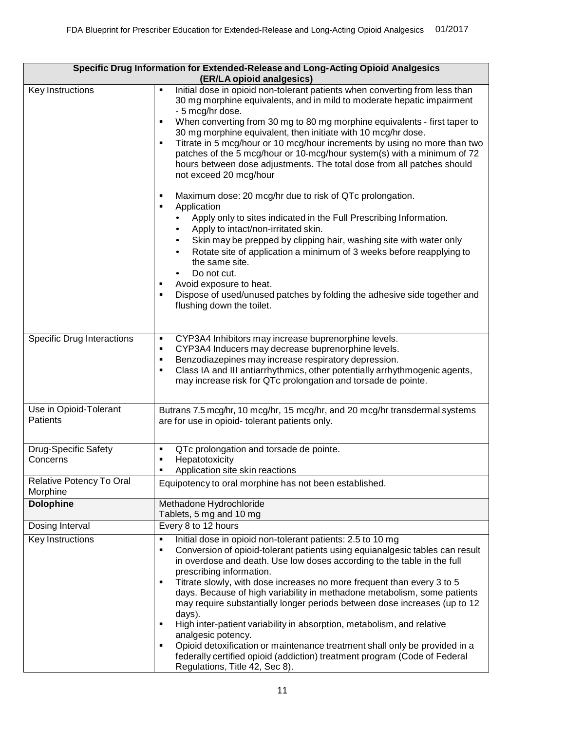| Specific Drug Information for Extended-Release and Long-Acting Opioid Analgesics (ER/LA opioid analgesics) | |
|---|---|
| Key Instructions | ▪ Initial dose in opioid non-tolerant patients when converting from less than 30 mg morphine equivalents, and in mild to moderate hepatic impairment - 5 mcg/hr dose.<br>▪ When converting from 30 mg to 80 mg morphine equivalents - first taper to 30 mg morphine equivalent, then initiate with 10 mcg/hr dose.<br>▪ Titrate in 5 mcg/hour or 10 mcg/hour increments by using no more than two patches of the 5 mcg/hour or 10-mcg/hour system(s) with a minimum of 72 hours between dose adjustments. The total dose from all patches should not exceed 20 mcg/hour<br>▪ Maximum dose: 20 mcg/hr due to risk of QTc prolongation.<br>▪ Application<br>• Apply only to sites indicated in the Full Prescribing Information.<br>• Apply to intact/non-irritated skin.<br>• Skin may be prepped by clipping hair, washing site with water only<br>• Rotate site of application a minimum of 3 weeks before reapplying to the same site.<br>• Do not cut.<br>▪ Avoid exposure to heat.<br>▪ Dispose of used/unused patches by folding the adhesive side together and flushing down the toilet. |
| Specific Drug Interactions | ▪ CYP3A4 Inhibitors may increase buprenorphine levels.<br>▪ CYP3A4 Inducers may decrease buprenorphine levels.<br>▪ Benzodiazepines may increase respiratory depression.<br>▪ Class IA and III antiarrhythmics, other potentially arrhythmogenic agents, may increase risk for QTc prolongation and torsade de pointe. |
| Use in Opioid-Tolerant Patients | Butrans 7.5 mcg/hr, 10 mcg/hr, 15 mcg/hr, and 20 mcg/hr transdermal systems are for use in opioid- tolerant patients only. |
| Drug-Specific Safety Concerns | ▪ QTc prolongation and torsade de pointe.<br>▪ Hepatotoxicity<br>▪ Application site skin reactions |
| Relative Potency To Oral Morphine | Equipotency to oral morphine has not been established. |
| **Dolophine** | Methadone Hydrochloride<br>Tablets, 5 mg and 10 mg |
| Dosing Interval | Every 8 to 12 hours |
| Key Instructions | ▪ Initial dose in opioid non-tolerant patients: 2.5 to 10 mg<br>▪ Conversion of opioid-tolerant patients using equianalgesic tables can result in overdose and death. Use low doses according to the table in the full prescribing information.<br>▪ Titrate slowly, with dose increases no more frequent than every 3 to 5 days. Because of high variability in methadone metabolism, some patients may require substantially longer periods between dose increases (up to 12 days).<br>▪ High inter-patient variability in absorption, metabolism, and relative analgesic potency.<br>▪ Opioid detoxification or maintenance treatment shall only be provided in a federally certified opioid (addiction) treatment program (Code of Federal Regulations, Title 42, Sec 8). |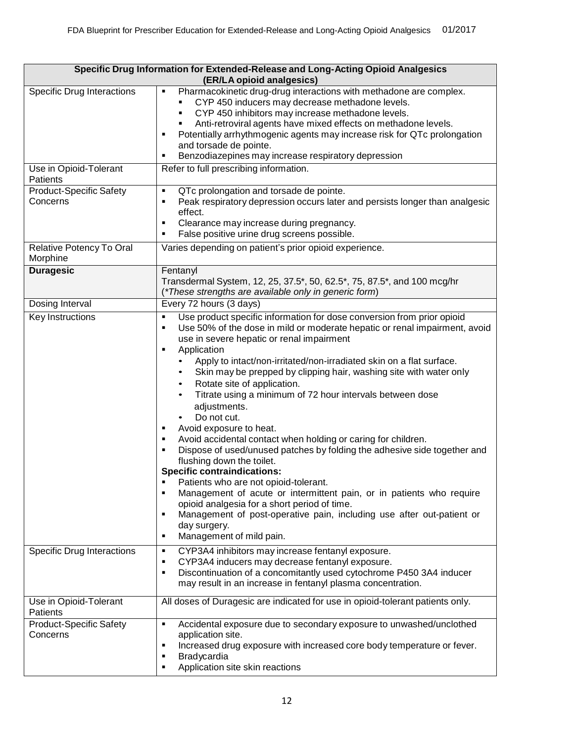| Specific Drug Information for Extended-Release and Long-Acting Opioid Analgesics (ER/LA opioid analgesics) | |
|---|---|
| Specific Drug Interactions | ▪ Pharmacokinetic drug-drug interactions with methadone are complex.<br>  ▪ CYP 450 inducers may decrease methadone levels.<br>  ▪ CYP 450 inhibitors may increase methadone levels.<br>  ▪ Anti-retroviral agents have mixed effects on methadone levels.<br>▪ Potentially arrhythmogenic agents may increase risk for QTc prolongation and torsade de pointe.<br>▪ Benzodiazepines may increase respiratory depression |
| Use in Opioid-Tolerant Patients | Refer to full prescribing information. |
| Product-Specific Safety Concerns | ▪ QTc prolongation and torsade de pointe.<br>▪ Peak respiratory depression occurs later and persists longer than analgesic effect.<br>▪ Clearance may increase during pregnancy.<br>▪ False positive urine drug screens possible. |
| Relative Potency To Oral Morphine | Varies depending on patient's prior opioid experience. |
| **Duragesic** | Fentanyl<br>Transdermal System, 12, 25, 37.5*, 50, 62.5*, 75, 87.5*, and 100 mcg/hr<br>(*These strengths are available only in generic form*) |
| Dosing Interval | Every 72 hours (3 days) |
| Key Instructions | ▪ Use product specific information for dose conversion from prior opioid<br>▪ Use 50% of the dose in mild or moderate hepatic or renal impairment, avoid use in severe hepatic or renal impairment<br>▪ Application<br>  • Apply to intact/non-irritated/non-irradiated skin on a flat surface.<br>  • Skin may be prepped by clipping hair, washing site with water only<br>  • Rotate site of application.<br>  • Titrate using a minimum of 72 hour intervals between dose adjustments.<br>  • Do not cut.<br>▪ Avoid exposure to heat.<br>▪ Avoid accidental contact when holding or caring for children.<br>▪ Dispose of used/unused patches by folding the adhesive side together and flushing down the toilet.<br>**Specific contraindications:**<br>▪ Patients who are not opioid-tolerant.<br>▪ Management of acute or intermittent pain, or in patients who require opioid analgesia for a short period of time.<br>▪ Management of post-operative pain, including use after out-patient or day surgery.<br>▪ Management of mild pain. |
| Specific Drug Interactions | ▪ CYP3A4 inhibitors may increase fentanyl exposure.<br>▪ CYP3A4 inducers may decrease fentanyl exposure.<br>▪ Discontinuation of a concomitantly used cytochrome P450 3A4 inducer may result in an increase in fentanyl plasma concentration. |
| Use in Opioid-Tolerant Patients | All doses of Duragesic are indicated for use in opioid-tolerant patients only. |
| Product-Specific Safety Concerns | ▪ Accidental exposure due to secondary exposure to unwashed/unclothed application site.<br>▪ Increased drug exposure with increased core body temperature or fever.<br>▪ Bradycardia<br>▪ Application site skin reactions |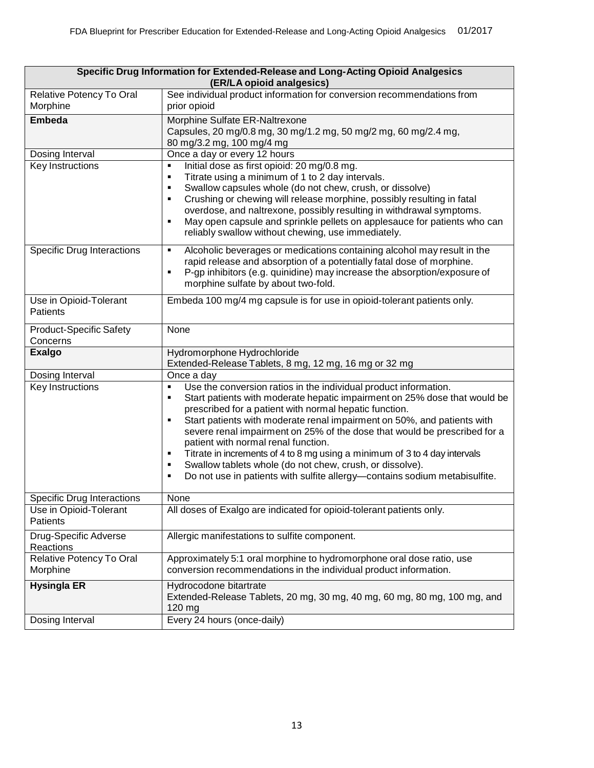| Specific Drug Information for Extended-Release and Long-Acting Opioid Analgesics (ER/LA opioid analgesics) | |
|---|---|
| Relative Potency To Oral Morphine | See individual product information for conversion recommendations from prior opioid |
| **Embeda** | Morphine Sulfate ER-Naltrexone<br>Capsules, 20 mg/0.8 mg, 30 mg/1.2 mg, 50 mg/2 mg, 60 mg/2.4 mg, 80 mg/3.2 mg, 100 mg/4 mg |
| Dosing Interval | Once a day or every 12 hours |
| Key Instructions | ▪ Initial dose as first opioid: 20 mg/0.8 mg.<br>▪ Titrate using a minimum of 1 to 2 day intervals.<br>▪ Swallow capsules whole (do not chew, crush, or dissolve)<br>▪ Crushing or chewing will release morphine, possibly resulting in fatal overdose, and naltrexone, possibly resulting in withdrawal symptoms.<br>▪ May open capsule and sprinkle pellets on applesauce for patients who can reliably swallow without chewing, use immediately. |
| Specific Drug Interactions | ▪ Alcoholic beverages or medications containing alcohol may result in the rapid release and absorption of a potentially fatal dose of morphine.<br>▪ P-gp inhibitors (e.g. quinidine) may increase the absorption/exposure of morphine sulfate by about two-fold. |
| Use in Opioid-Tolerant Patients | Embeda 100 mg/4 mg capsule is for use in opioid-tolerant patients only. |
| Product-Specific Safety Concerns | None |
| **Exalgo** | Hydromorphone Hydrochloride<br>Extended-Release Tablets, 8 mg, 12 mg, 16 mg or 32 mg |
| Dosing Interval | Once a day |
| Key Instructions | ▪ Use the conversion ratios in the individual product information.<br>▪ Start patients with moderate hepatic impairment on 25% dose that would be prescribed for a patient with normal hepatic function.<br>▪ Start patients with moderate renal impairment on 50%, and patients with severe renal impairment on 25% of the dose that would be prescribed for a patient with normal renal function.<br>▪ Titrate in increments of 4 to 8 mg using a minimum of 3 to 4 day intervals<br>▪ Swallow tablets whole (do not chew, crush, or dissolve).<br>▪ Do not use in patients with sulfite allergy—contains sodium metabisulfite. |
| Specific Drug Interactions | None |
| Use in Opioid-Tolerant Patients | All doses of Exalgo are indicated for opioid-tolerant patients only. |
| Drug-Specific Adverse Reactions | Allergic manifestations to sulfite component. |
| Relative Potency To Oral Morphine | Approximately 5:1 oral morphine to hydromorphone oral dose ratio, use conversion recommendations in the individual product information. |
| **Hysingla ER** | Hydrocodone bitartrate<br>Extended-Release Tablets, 20 mg, 30 mg, 40 mg, 60 mg, 80 mg, 100 mg, and 120 mg |
| Dosing Interval | Every 24 hours (once-daily) |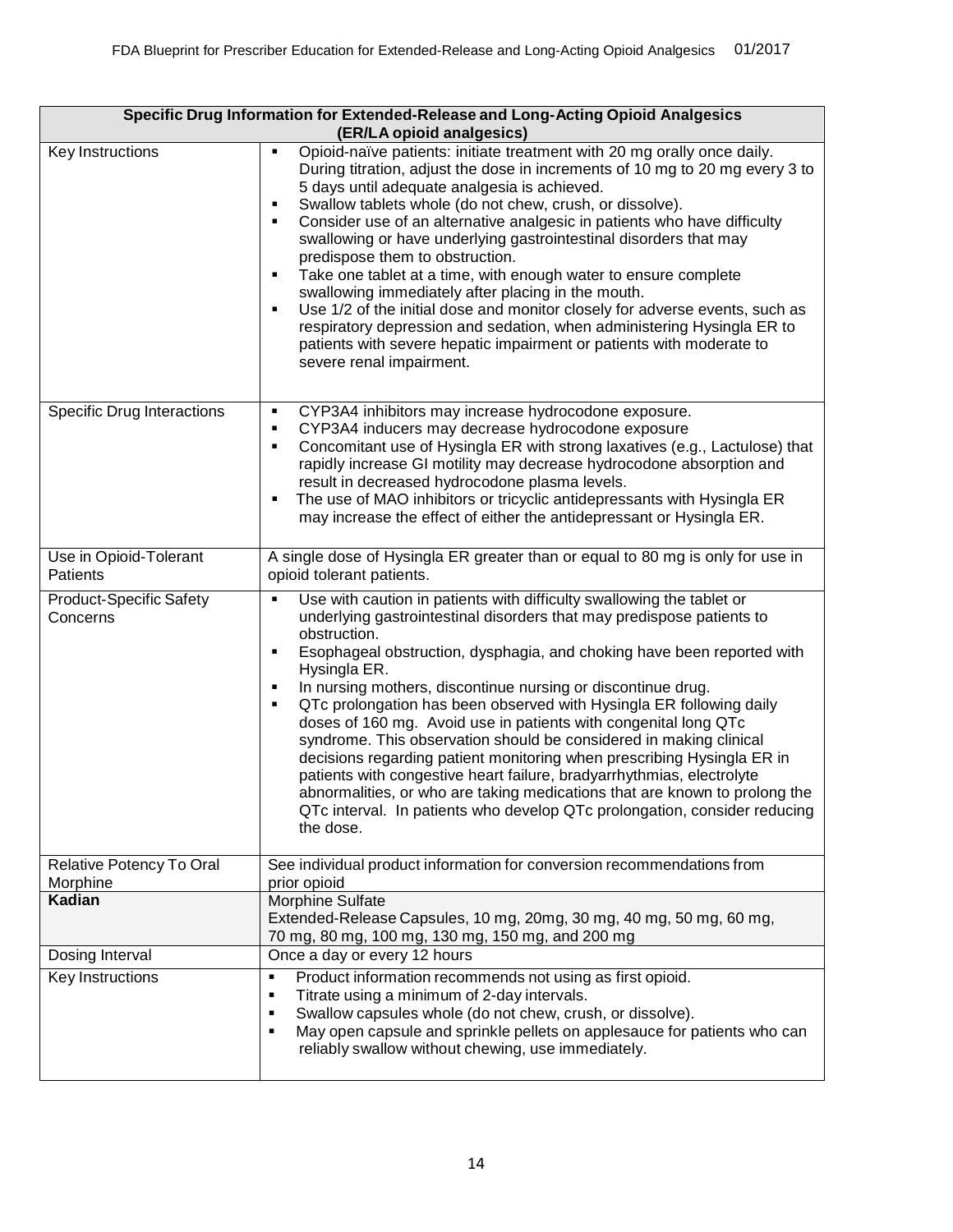| Specific Drug Information for Extended-Release and Long-Acting Opioid Analgesics (ER/LA opioid analgesics) | |
|---|---|
| Key Instructions | ▪ Opioid-naïve patients: initiate treatment with 20 mg orally once daily. During titration, adjust the dose in increments of 10 mg to 20 mg every 3 to 5 days until adequate analgesia is achieved.<br>▪ Swallow tablets whole (do not chew, crush, or dissolve).<br>▪ Consider use of an alternative analgesic in patients who have difficulty swallowing or have underlying gastrointestinal disorders that may predispose them to obstruction.<br>▪ Take one tablet at a time, with enough water to ensure complete swallowing immediately after placing in the mouth.<br>▪ Use 1/2 of the initial dose and monitor closely for adverse events, such as respiratory depression and sedation, when administering Hysingla ER to patients with severe hepatic impairment or patients with moderate to severe renal impairment. |
| Specific Drug Interactions | ▪ CYP3A4 inhibitors may increase hydrocodone exposure.<br>▪ CYP3A4 inducers may decrease hydrocodone exposure<br>▪ Concomitant use of Hysingla ER with strong laxatives (e.g., Lactulose) that rapidly increase GI motility may decrease hydrocodone absorption and result in decreased hydrocodone plasma levels.<br>▪ The use of MAO inhibitors or tricyclic antidepressants with Hysingla ER may increase the effect of either the antidepressant or Hysingla ER. |
| Use in Opioid-Tolerant Patients | A single dose of Hysingla ER greater than or equal to 80 mg is only for use in opioid tolerant patients. |
| Product-Specific Safety Concerns | ▪ Use with caution in patients with difficulty swallowing the tablet or underlying gastrointestinal disorders that may predispose patients to obstruction.<br>▪ Esophageal obstruction, dysphagia, and choking have been reported with Hysingla ER.<br>▪ In nursing mothers, discontinue nursing or discontinue drug.<br>▪ QTc prolongation has been observed with Hysingla ER following daily doses of 160 mg. Avoid use in patients with congenital long QTc syndrome. This observation should be considered in making clinical decisions regarding patient monitoring when prescribing Hysingla ER in patients with congestive heart failure, bradyarrhythmias, electrolyte abnormalities, or who are taking medications that are known to prolong the QTc interval. In patients who develop QTc prolongation, consider reducing the dose. |
| Relative Potency To Oral Morphine | See individual product information for conversion recommendations from prior opioid |
| **Kadian** | Morphine Sulfate<br>Extended-Release Capsules, 10 mg, 20mg, 30 mg, 40 mg, 50 mg, 60 mg, 70 mg, 80 mg, 100 mg, 130 mg, 150 mg, and 200 mg |
| Dosing Interval | Once a day or every 12 hours |
| Key Instructions | ▪ Product information recommends not using as first opioid.<br>▪ Titrate using a minimum of 2-day intervals.<br>▪ Swallow capsules whole (do not chew, crush, or dissolve).<br>▪ May open capsule and sprinkle pellets on applesauce for patients who can reliably swallow without chewing, use immediately. |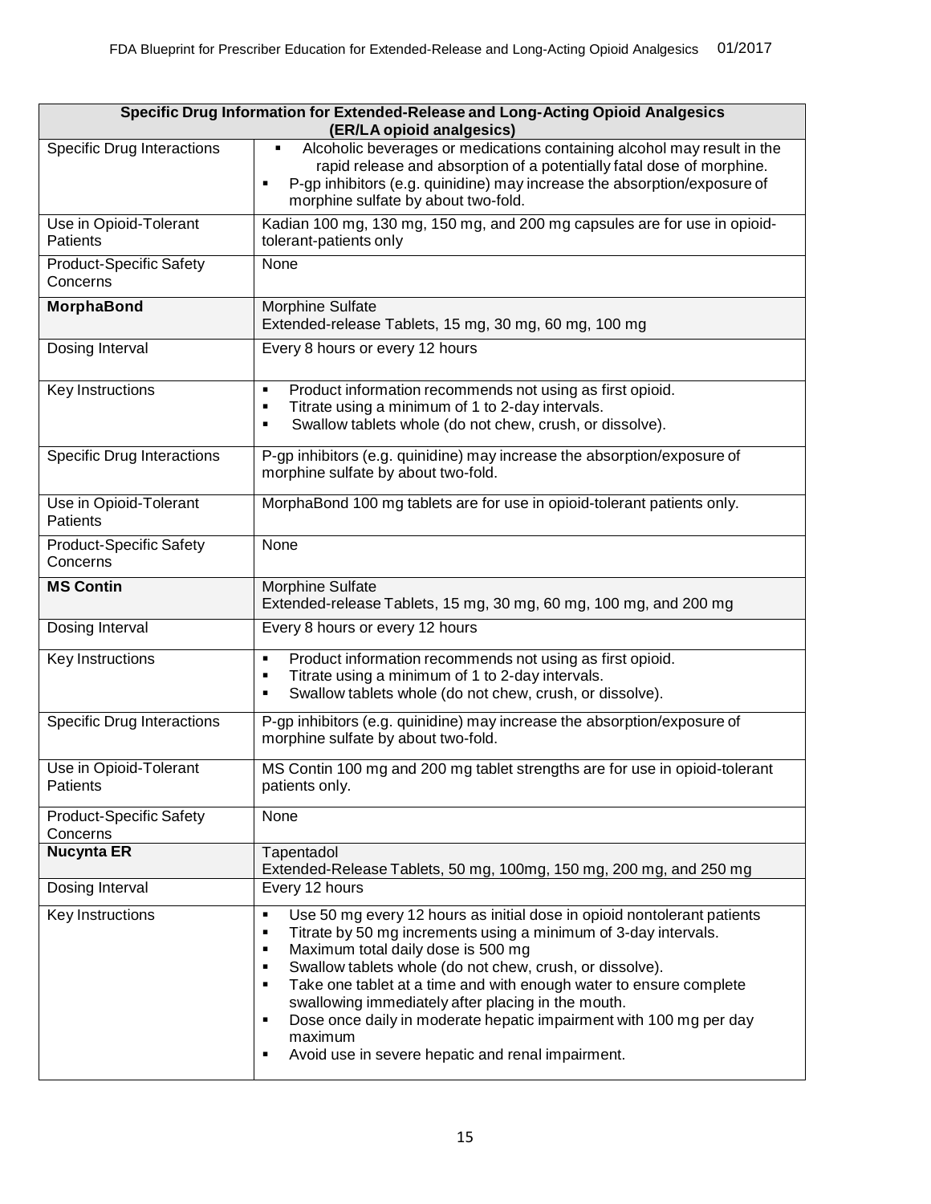| Specific Drug Information for Extended-Release and Long-Acting Opioid Analgesics (ER/LA opioid analgesics) | |
|---|---|
| Specific Drug Interactions | ▪ Alcoholic beverages or medications containing alcohol may result in the rapid release and absorption of a potentially fatal dose of morphine.<br>▪ P-gp inhibitors (e.g. quinidine) may increase the absorption/exposure of morphine sulfate by about two-fold. |
| Use in Opioid-Tolerant Patients | Kadian 100 mg, 130 mg, 150 mg, and 200 mg capsules are for use in opioid-tolerant-patients only |
| Product-Specific Safety Concerns | None |
| **MorphaBond** | Morphine Sulfate<br>Extended-release Tablets, 15 mg, 30 mg, 60 mg, 100 mg |
| Dosing Interval | Every 8 hours or every 12 hours |
| Key Instructions | ▪ Product information recommends not using as first opioid.<br>▪ Titrate using a minimum of 1 to 2-day intervals.<br>▪ Swallow tablets whole (do not chew, crush, or dissolve). |
| Specific Drug Interactions | P-gp inhibitors (e.g. quinidine) may increase the absorption/exposure of morphine sulfate by about two-fold. |
| Use in Opioid-Tolerant Patients | MorphaBond 100 mg tablets are for use in opioid-tolerant patients only. |
| Product-Specific Safety Concerns | None |
| **MS Contin** | Morphine Sulfate<br>Extended-release Tablets, 15 mg, 30 mg, 60 mg, 100 mg, and 200 mg |
| Dosing Interval | Every 8 hours or every 12 hours |
| Key Instructions | ▪ Product information recommends not using as first opioid.<br>▪ Titrate using a minimum of 1 to 2-day intervals.<br>▪ Swallow tablets whole (do not chew, crush, or dissolve). |
| Specific Drug Interactions | P-gp inhibitors (e.g. quinidine) may increase the absorption/exposure of morphine sulfate by about two-fold. |
| Use in Opioid-Tolerant Patients | MS Contin 100 mg and 200 mg tablet strengths are for use in opioid-tolerant patients only. |
| Product-Specific Safety Concerns | None |
| **Nucynta ER** | Tapentadol<br>Extended-Release Tablets, 50 mg, 100mg, 150 mg, 200 mg, and 250 mg |
| Dosing Interval | Every 12 hours |
| Key Instructions | ▪ Use 50 mg every 12 hours as initial dose in opioid nontolerant patients<br>▪ Titrate by 50 mg increments using a minimum of 3-day intervals.<br>▪ Maximum total daily dose is 500 mg<br>▪ Swallow tablets whole (do not chew, crush, or dissolve).<br>▪ Take one tablet at a time and with enough water to ensure complete swallowing immediately after placing in the mouth.<br>▪ Dose once daily in moderate hepatic impairment with 100 mg per day maximum<br>▪ Avoid use in severe hepatic and renal impairment. |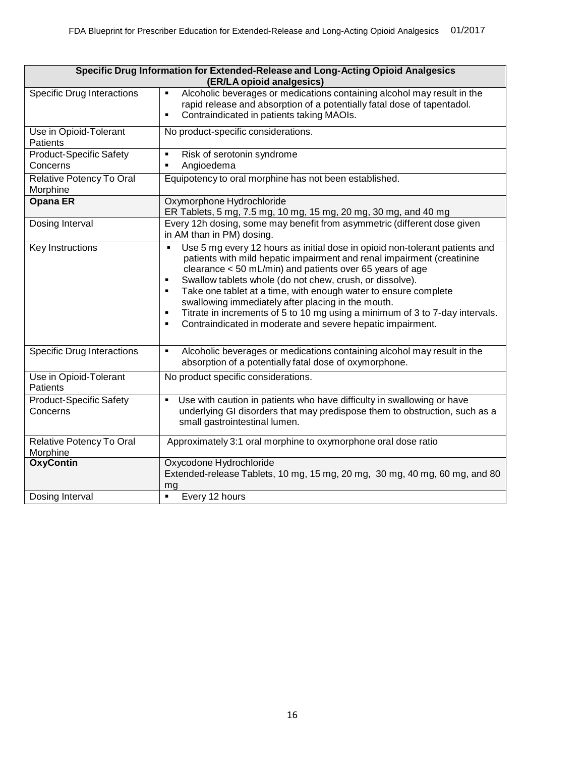| Specific Drug Information for Extended-Release and Long-Acting Opioid Analgesics (ER/LA opioid analgesics) | |
|---|---|
| Specific Drug Interactions | ▪ Alcoholic beverages or medications containing alcohol may result in the rapid release and absorption of a potentially fatal dose of tapentadol.<br>▪ Contraindicated in patients taking MAOIs. |
| Use in Opioid-Tolerant Patients | No product-specific considerations. |
| Product-Specific Safety Concerns | ▪ Risk of serotonin syndrome<br>▪ Angioedema |
| Relative Potency To Oral Morphine | Equipotency to oral morphine has not been established. |
| **Opana ER** | Oxymorphone Hydrochloride<br>ER Tablets, 5 mg, 7.5 mg, 10 mg, 15 mg, 20 mg, 30 mg, and 40 mg |
| Dosing Interval | Every 12h dosing, some may benefit from asymmetric (different dose given in AM than in PM) dosing. |
| Key Instructions | ▪ Use 5 mg every 12 hours as initial dose in opioid non-tolerant patients and patients with mild hepatic impairment and renal impairment (creatinine clearance < 50 mL/min) and patients over 65 years of age<br>▪ Swallow tablets whole (do not chew, crush, or dissolve).<br>▪ Take one tablet at a time, with enough water to ensure complete swallowing immediately after placing in the mouth.<br>▪ Titrate in increments of 5 to 10 mg using a minimum of 3 to 7-day intervals.<br>▪ Contraindicated in moderate and severe hepatic impairment. |
| Specific Drug Interactions | ▪ Alcoholic beverages or medications containing alcohol may result in the absorption of a potentially fatal dose of oxymorphone. |
| Use in Opioid-Tolerant Patients | No product specific considerations. |
| Product-Specific Safety Concerns | ▪ Use with caution in patients who have difficulty in swallowing or have underlying GI disorders that may predispose them to obstruction, such as a small gastrointestinal lumen. |
| Relative Potency To Oral Morphine | Approximately 3:1 oral morphine to oxymorphone oral dose ratio |
| **OxyContin** | Oxycodone Hydrochloride<br>Extended-release Tablets, 10 mg, 15 mg, 20 mg, 30 mg, 40 mg, 60 mg, and 80 mg |
| Dosing Interval | ▪ Every 12 hours |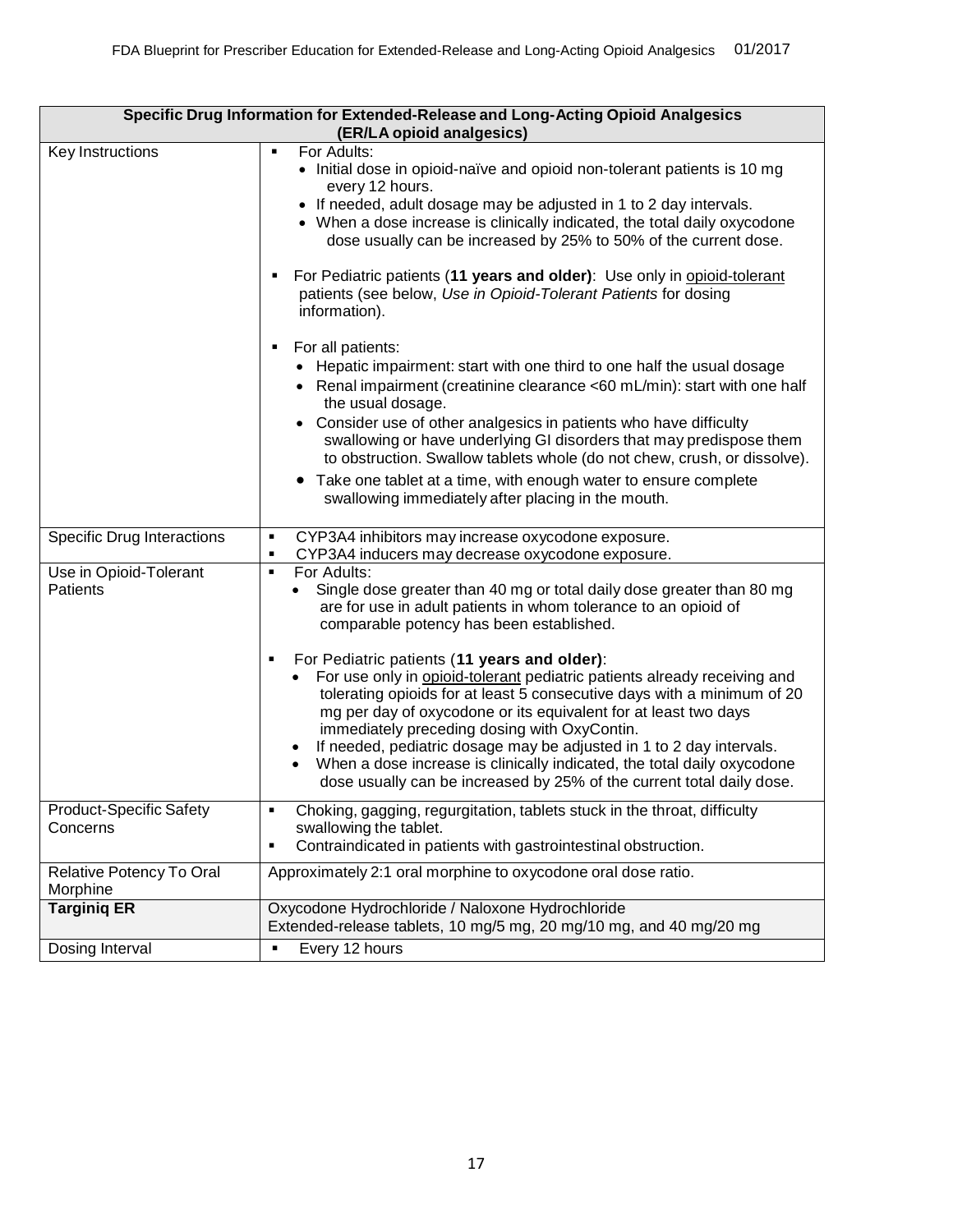| Specific Drug Information for Extended-Release and Long-Acting Opioid Analgesics (ER/LA opioid analgesics) | |
|---|---|
| Key Instructions | ▪ For Adults:<br>• Initial dose in opioid-naïve and opioid non-tolerant patients is 10 mg every 12 hours.<br>• If needed, adult dosage may be adjusted in 1 to 2 day intervals.<br>• When a dose increase is clinically indicated, the total daily oxycodone dose usually can be increased by 25% to 50% of the current dose.<br><br>▪ For Pediatric patients (**11 years and older**): Use only in opioid-tolerant patients (see below, *Use in Opioid-Tolerant Patients* for dosing information).<br><br>▪ For all patients:<br>• Hepatic impairment: start with one third to one half the usual dosage<br>• Renal impairment (creatinine clearance <60 mL/min): start with one half the usual dosage.<br>• Consider use of other analgesics in patients who have difficulty swallowing or have underlying GI disorders that may predispose them to obstruction. Swallow tablets whole (do not chew, crush, or dissolve).<br>• Take one tablet at a time, with enough water to ensure complete swallowing immediately after placing in the mouth. |
| Specific Drug Interactions | ▪ CYP3A4 inhibitors may increase oxycodone exposure.<br>▪ CYP3A4 inducers may decrease oxycodone exposure. |
| Use in Opioid-Tolerant Patients | ▪ For Adults:<br>• Single dose greater than 40 mg or total daily dose greater than 80 mg are for use in adult patients in whom tolerance to an opioid of comparable potency has been established.<br><br>▪ For Pediatric patients (**11 years and older)**:<br>• For use only in opioid-tolerant pediatric patients already receiving and tolerating opioids for at least 5 consecutive days with a minimum of 20 mg per day of oxycodone or its equivalent for at least two days immediately preceding dosing with OxyContin.<br>• If needed, pediatric dosage may be adjusted in 1 to 2 day intervals.<br>• When a dose increase is clinically indicated, the total daily oxycodone dose usually can be increased by 25% of the current total daily dose. |
| Product-Specific Safety Concerns | ▪ Choking, gagging, regurgitation, tablets stuck in the throat, difficulty swallowing the tablet.<br>▪ Contraindicated in patients with gastrointestinal obstruction. |
| Relative Potency To Oral Morphine | Approximately 2:1 oral morphine to oxycodone oral dose ratio. |
| **Targiniq ER** | Oxycodone Hydrochloride / Naloxone Hydrochloride<br>Extended-release tablets, 10 mg/5 mg, 20 mg/10 mg, and 40 mg/20 mg |
| Dosing Interval | ▪ Every 12 hours |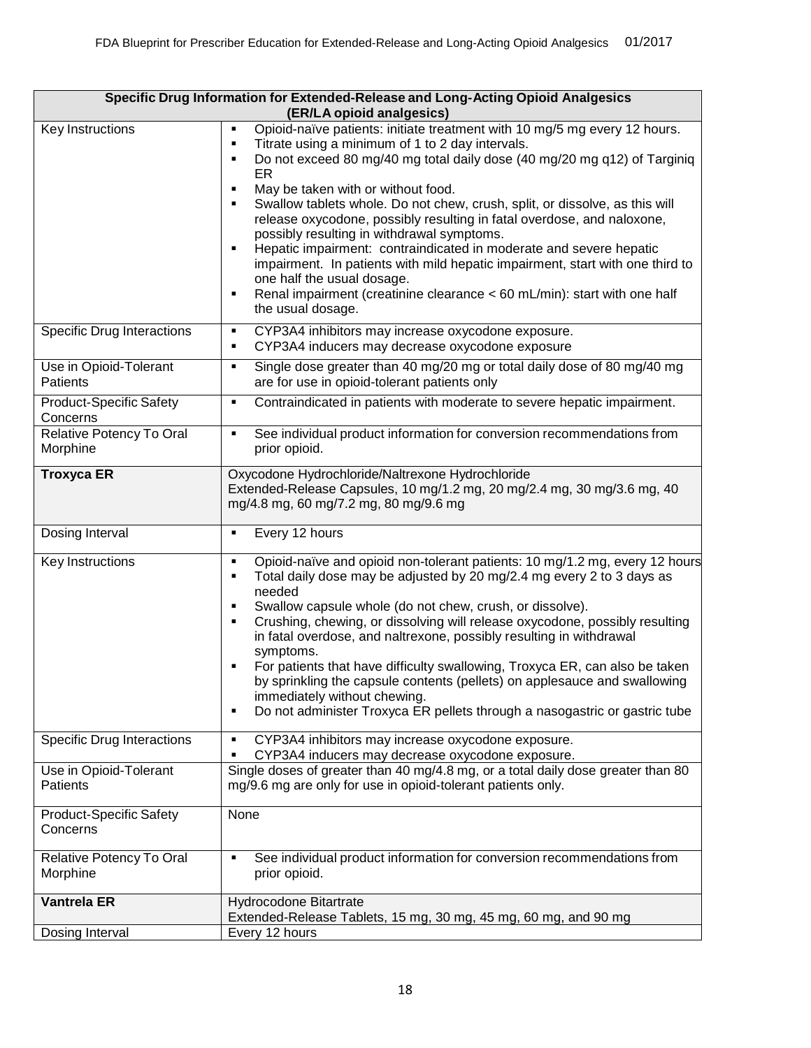| Specific Drug Information for Extended-Release and Long-Acting Opioid Analgesics (ER/LA opioid analgesics) | |
|---|---|
| Key Instructions | ▪ Opioid-naïve patients: initiate treatment with 10 mg/5 mg every 12 hours.<br>▪ Titrate using a minimum of 1 to 2 day intervals.<br>▪ Do not exceed 80 mg/40 mg total daily dose (40 mg/20 mg q12) of Targiniq ER<br>▪ May be taken with or without food.<br>▪ Swallow tablets whole. Do not chew, crush, split, or dissolve, as this will release oxycodone, possibly resulting in fatal overdose, and naloxone, possibly resulting in withdrawal symptoms.<br>▪ Hepatic impairment: contraindicated in moderate and severe hepatic impairment. In patients with mild hepatic impairment, start with one third to one half the usual dosage.<br>▪ Renal impairment (creatinine clearance < 60 mL/min): start with one half the usual dosage. |
| Specific Drug Interactions | ▪ CYP3A4 inhibitors may increase oxycodone exposure.<br>▪ CYP3A4 inducers may decrease oxycodone exposure |
| Use in Opioid-Tolerant Patients | ▪ Single dose greater than 40 mg/20 mg or total daily dose of 80 mg/40 mg are for use in opioid-tolerant patients only |
| Product-Specific Safety Concerns | ▪ Contraindicated in patients with moderate to severe hepatic impairment. |
| Relative Potency To Oral Morphine | ▪ See individual product information for conversion recommendations from prior opioid. |
| **Troxyca ER** | Oxycodone Hydrochloride/Naltrexone Hydrochloride<br>Extended-Release Capsules, 10 mg/1.2 mg, 20 mg/2.4 mg, 30 mg/3.6 mg, 40 mg/4.8 mg, 60 mg/7.2 mg, 80 mg/9.6 mg |
| Dosing Interval | ▪ Every 12 hours |
| Key Instructions | ▪ Opioid-naïve and opioid non-tolerant patients: 10 mg/1.2 mg, every 12 hours<br>▪ Total daily dose may be adjusted by 20 mg/2.4 mg every 2 to 3 days as needed<br>▪ Swallow capsule whole (do not chew, crush, or dissolve).<br>▪ Crushing, chewing, or dissolving will release oxycodone, possibly resulting in fatal overdose, and naltrexone, possibly resulting in withdrawal symptoms.<br>▪ For patients that have difficulty swallowing, Troxyca ER, can also be taken by sprinkling the capsule contents (pellets) on applesauce and swallowing immediately without chewing.<br>▪ Do not administer Troxyca ER pellets through a nasogastric or gastric tube |
| Specific Drug Interactions | ▪ CYP3A4 inhibitors may increase oxycodone exposure.<br>▪ CYP3A4 inducers may decrease oxycodone exposure. |
| Use in Opioid-Tolerant Patients | Single doses of greater than 40 mg/4.8 mg, or a total daily dose greater than 80 mg/9.6 mg are only for use in opioid-tolerant patients only. |
| Product-Specific Safety Concerns | None |
| Relative Potency To Oral Morphine | ▪ See individual product information for conversion recommendations from prior opioid. |
| **Vantrela ER** | Hydrocodone Bitartrate<br>Extended-Release Tablets, 15 mg, 30 mg, 45 mg, 60 mg, and 90 mg |
| Dosing Interval | Every 12 hours |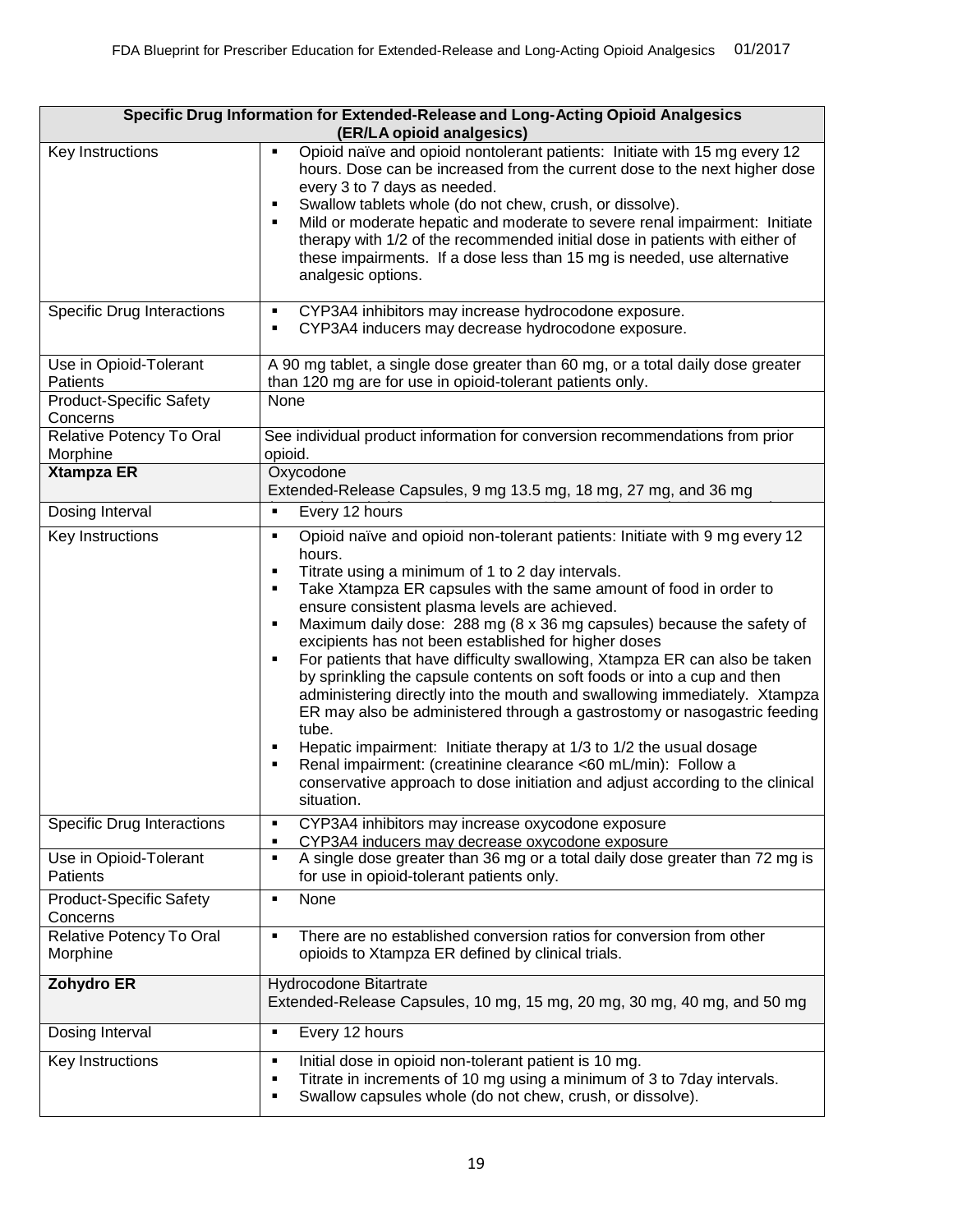| Specific Drug Information for Extended-Release and Long-Acting Opioid Analgesics (ER/LA opioid analgesics) | |
|---|---|
| Key Instructions | ▪ Opioid naïve and opioid nontolerant patients: Initiate with 15 mg every 12 hours. Dose can be increased from the current dose to the next higher dose every 3 to 7 days as needed.<br>▪ Swallow tablets whole (do not chew, crush, or dissolve).<br>▪ Mild or moderate hepatic and moderate to severe renal impairment: Initiate therapy with 1/2 of the recommended initial dose in patients with either of these impairments. If a dose less than 15 mg is needed, use alternative analgesic options. |
| Specific Drug Interactions | ▪ CYP3A4 inhibitors may increase hydrocodone exposure.<br>▪ CYP3A4 inducers may decrease hydrocodone exposure. |
| Use in Opioid-Tolerant Patients | A 90 mg tablet, a single dose greater than 60 mg, or a total daily dose greater than 120 mg are for use in opioid-tolerant patients only. |
| Product-Specific Safety Concerns | None |
| Relative Potency To Oral Morphine | See individual product information for conversion recommendations from prior opioid. |
| **Xtampza ER** | Oxycodone<br>Extended-Release Capsules, 9 mg 13.5 mg, 18 mg, 27 mg, and 36 mg |
| Dosing Interval | ▪ Every 12 hours |
| Key Instructions | ▪ Opioid naïve and opioid non-tolerant patients: Initiate with 9 mg every 12 hours.<br>▪ Titrate using a minimum of 1 to 2 day intervals.<br>▪ Take Xtampza ER capsules with the same amount of food in order to ensure consistent plasma levels are achieved.<br>▪ Maximum daily dose: 288 mg (8 x 36 mg capsules) because the safety of excipients has not been established for higher doses<br>▪ For patients that have difficulty swallowing, Xtampza ER can also be taken by sprinkling the capsule contents on soft foods or into a cup and then administering directly into the mouth and swallowing immediately. Xtampza ER may also be administered through a gastrostomy or nasogastric feeding tube.<br>▪ Hepatic impairment: Initiate therapy at 1/3 to 1/2 the usual dosage<br>▪ Renal impairment: (creatinine clearance <60 mL/min): Follow a conservative approach to dose initiation and adjust according to the clinical situation. |
| Specific Drug Interactions | ▪ CYP3A4 inhibitors may increase oxycodone exposure<br>▪ CYP3A4 inducers may decrease oxycodone exposure |
| Use in Opioid-Tolerant Patients | ▪ A single dose greater than 36 mg or a total daily dose greater than 72 mg is for use in opioid-tolerant patients only. |
| Product-Specific Safety Concerns | ▪ None |
| Relative Potency To Oral Morphine | ▪ There are no established conversion ratios for conversion from other opioids to Xtampza ER defined by clinical trials. |
| **Zohydro ER** | Hydrocodone Bitartrate<br>Extended-Release Capsules, 10 mg, 15 mg, 20 mg, 30 mg, 40 mg, and 50 mg |
| Dosing Interval | ▪ Every 12 hours |
| Key Instructions | ▪ Initial dose in opioid non-tolerant patient is 10 mg.<br>▪ Titrate in increments of 10 mg using a minimum of 3 to 7day intervals.<br>▪ Swallow capsules whole (do not chew, crush, or dissolve). |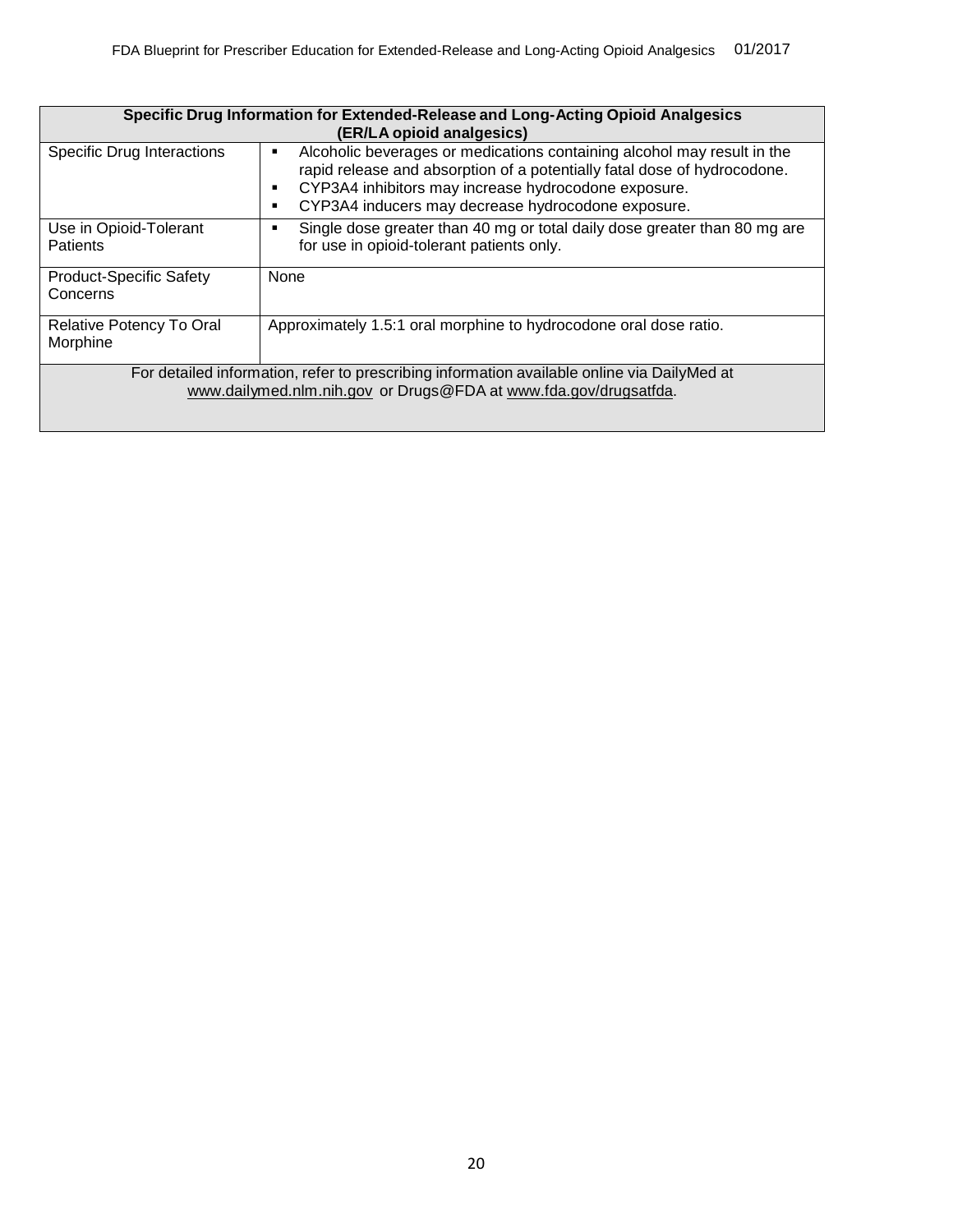| Specific Drug Information for Extended-Release and Long-Acting Opioid Analgesics (ER/LA opioid analgesics) | |
|---|---|
| Specific Drug Interactions | ▪ Alcoholic beverages or medications containing alcohol may result in the rapid release and absorption of a potentially fatal dose of hydrocodone.<br>▪ CYP3A4 inhibitors may increase hydrocodone exposure.<br>▪ CYP3A4 inducers may decrease hydrocodone exposure. |
| Use in Opioid-Tolerant Patients | ▪ Single dose greater than 40 mg or total daily dose greater than 80 mg are for use in opioid-tolerant patients only. |
| Product-Specific Safety Concerns | None |
| Relative Potency To Oral Morphine | Approximately 1.5:1 oral morphine to hydrocodone oral dose ratio. |
| For detailed information, refer to prescribing information available online via DailyMed at www.dailymed.nlm.nih.gov or Drugs@FDA at www.fda.gov/drugsatfda. | |